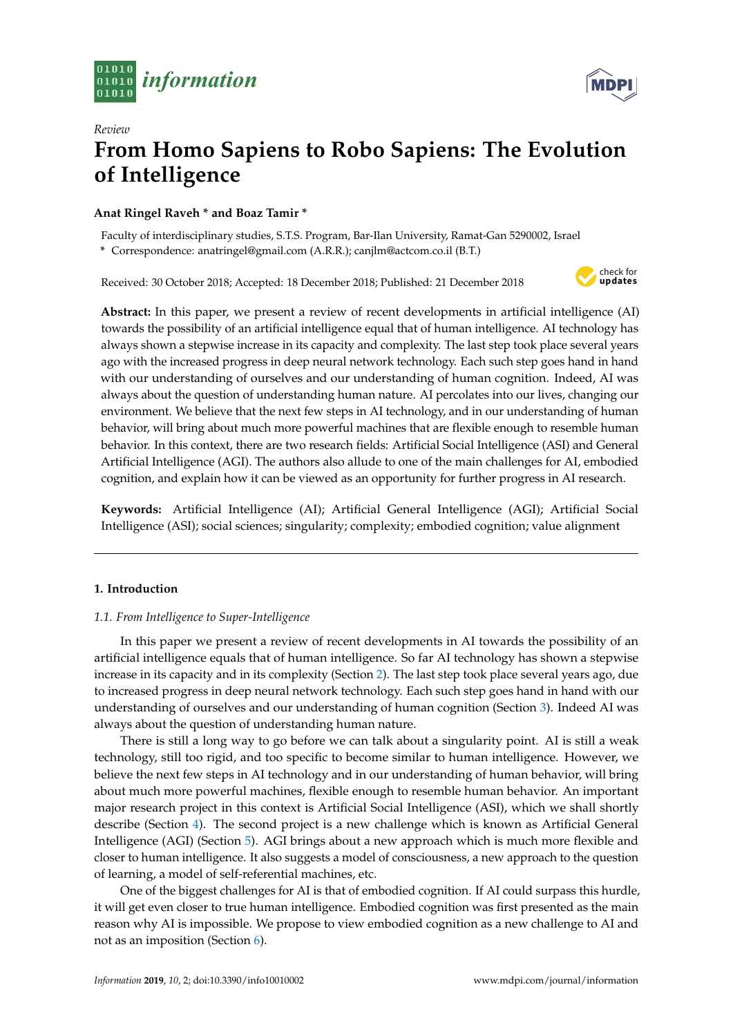*Review*

# From Homo Sapiens to Robo Sapiens: The Evolution of Intelligence

**Anat Ringel Raveh \* and Boaz Tamir \***

Faculty of interdisciplinary studies, S.T.S. Program, Bar-Ilan University, Ramat-Gan 5290002, Israel
\* Correspondence: anatringel@gmail.com (A.R.R.); canjlm@actcom.co.il (B.T.)

Received: 30 October 2018; Accepted: 18 December 2018; Published: 21 December 2018

**Abstract:** In this paper, we present a review of recent developments in artificial intelligence (AI) towards the possibility of an artificial intelligence equal that of human intelligence. AI technology has always shown a stepwise increase in its capacity and complexity. The last step took place several years ago with the increased progress in deep neural network technology. Each such step goes hand in hand with our understanding of ourselves and our understanding of human cognition. Indeed, AI was always about the question of understanding human nature. AI percolates into our lives, changing our environment. We believe that the next few steps in AI technology, and in our understanding of human behavior, will bring about much more powerful machines that are flexible enough to resemble human behavior. In this context, there are two research fields: Artificial Social Intelligence (ASI) and General Artificial Intelligence (AGI). The authors also allude to one of the main challenges for AI, embodied cognition, and explain how it can be viewed as an opportunity for further progress in AI research.

**Keywords:** Artificial Intelligence (AI); Artificial General Intelligence (AGI); Artificial Social Intelligence (ASI); social sciences; singularity; complexity; embodied cognition; value alignment

## 1. Introduction

### 1.1. From Intelligence to Super-Intelligence

In this paper we present a review of recent developments in AI towards the possibility of an artificial intelligence equals that of human intelligence. So far AI technology has shown a stepwise increase in its capacity and in its complexity (Section 2). The last step took place several years ago, due to increased progress in deep neural network technology. Each such step goes hand in hand with our understanding of ourselves and our understanding of human cognition (Section 3). Indeed AI was always about the question of understanding human nature.

There is still a long way to go before we can talk about a singularity point. AI is still a weak technology, still too rigid, and too specific to become similar to human intelligence. However, we believe the next few steps in AI technology and in our understanding of human behavior, will bring about much more powerful machines, flexible enough to resemble human behavior. An important major research project in this context is Artificial Social Intelligence (ASI), which we shall shortly describe (Section 4). The second project is a new challenge which is known as Artificial General Intelligence (AGI) (Section 5). AGI brings about a new approach which is much more flexible and closer to human intelligence. It also suggests a model of consciousness, a new approach to the question of learning, a model of self-referential machines, etc.

One of the biggest challenges for AI is that of embodied cognition. If AI could surpass this hurdle, it will get even closer to true human intelligence. Embodied cognition was first presented as the main reason why AI is impossible. We propose to view embodied cognition as a new challenge to AI and not as an imposition (Section 6).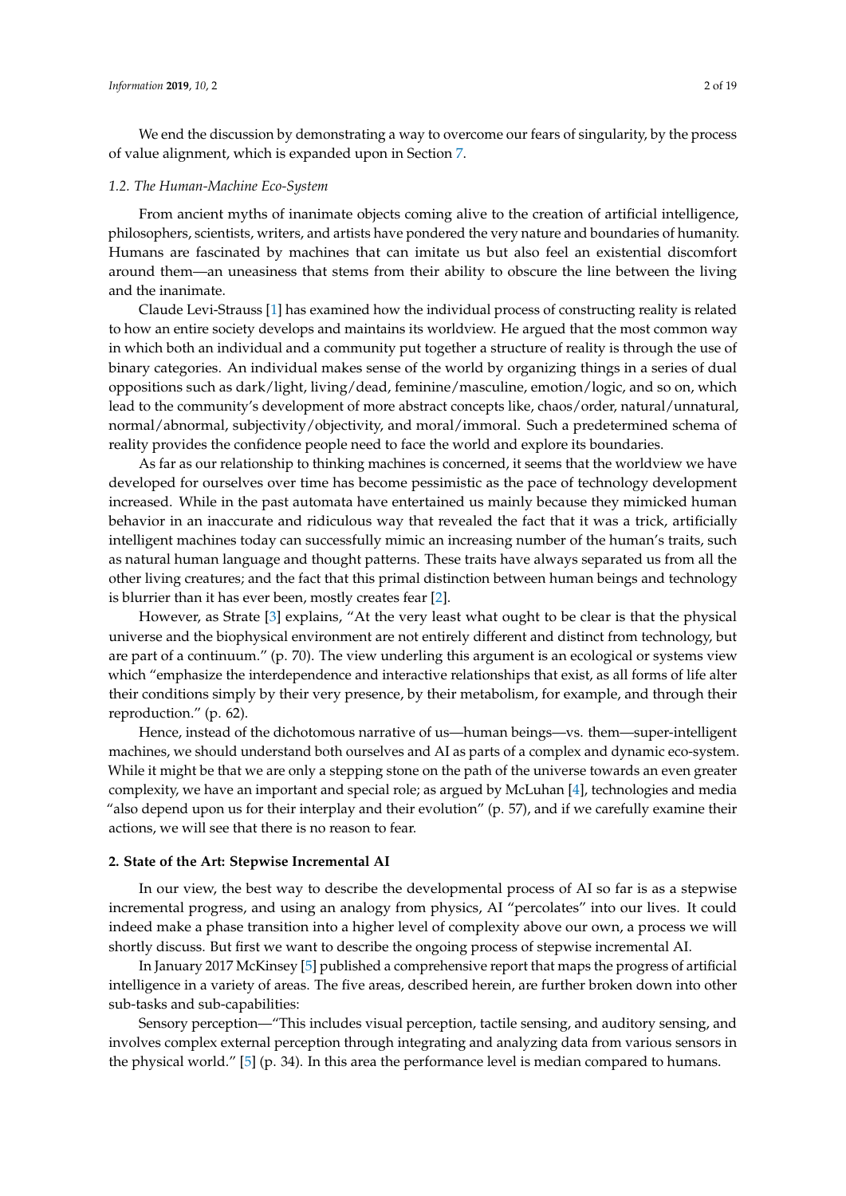We end the discussion by demonstrating a way to overcome our fears of singularity, by the process of value alignment, which is expanded upon in Section 7.

### *1.2. The Human-Machine Eco-System*

From ancient myths of inanimate objects coming alive to the creation of artificial intelligence, philosophers, scientists, writers, and artists have pondered the very nature and boundaries of humanity. Humans are fascinated by machines that can imitate us but also feel an existential discomfort around them—an uneasiness that stems from their ability to obscure the line between the living and the inanimate.

Claude Levi-Strauss [1] has examined how the individual process of constructing reality is related to how an entire society develops and maintains its worldview. He argued that the most common way in which both an individual and a community put together a structure of reality is through the use of binary categories. An individual makes sense of the world by organizing things in a series of dual oppositions such as dark/light, living/dead, feminine/masculine, emotion/logic, and so on, which lead to the community's development of more abstract concepts like, chaos/order, natural/unnatural, normal/abnormal, subjectivity/objectivity, and moral/immoral. Such a predetermined schema of reality provides the confidence people need to face the world and explore its boundaries.

As far as our relationship to thinking machines is concerned, it seems that the worldview we have developed for ourselves over time has become pessimistic as the pace of technology development increased. While in the past automata have entertained us mainly because they mimicked human behavior in an inaccurate and ridiculous way that revealed the fact that it was a trick, artificially intelligent machines today can successfully mimic an increasing number of the human's traits, such as natural human language and thought patterns. These traits have always separated us from all the other living creatures; and the fact that this primal distinction between human beings and technology is blurrier than it has ever been, mostly creates fear [2].

However, as Strate [3] explains, "At the very least what ought to be clear is that the physical universe and the biophysical environment are not entirely different and distinct from technology, but are part of a continuum." (p. 70). The view underling this argument is an ecological or systems view which "emphasize the interdependence and interactive relationships that exist, as all forms of life alter their conditions simply by their very presence, by their metabolism, for example, and through their reproduction." (p. 62).

Hence, instead of the dichotomous narrative of us—human beings—vs. them—super-intelligent machines, we should understand both ourselves and AI as parts of a complex and dynamic eco-system. While it might be that we are only a stepping stone on the path of the universe towards an even greater complexity, we have an important and special role; as argued by McLuhan [4], technologies and media "also depend upon us for their interplay and their evolution" (p. 57), and if we carefully examine their actions, we will see that there is no reason to fear.

## **2. State of the Art: Stepwise Incremental AI**

In our view, the best way to describe the developmental process of AI so far is as a stepwise incremental progress, and using an analogy from physics, AI "percolates" into our lives. It could indeed make a phase transition into a higher level of complexity above our own, a process we will shortly discuss. But first we want to describe the ongoing process of stepwise incremental AI.

In January 2017 McKinsey [5] published a comprehensive report that maps the progress of artificial intelligence in a variety of areas. The five areas, described herein, are further broken down into other sub-tasks and sub-capabilities:

Sensory perception—"This includes visual perception, tactile sensing, and auditory sensing, and involves complex external perception through integrating and analyzing data from various sensors in the physical world." [5] (p. 34). In this area the performance level is median compared to humans.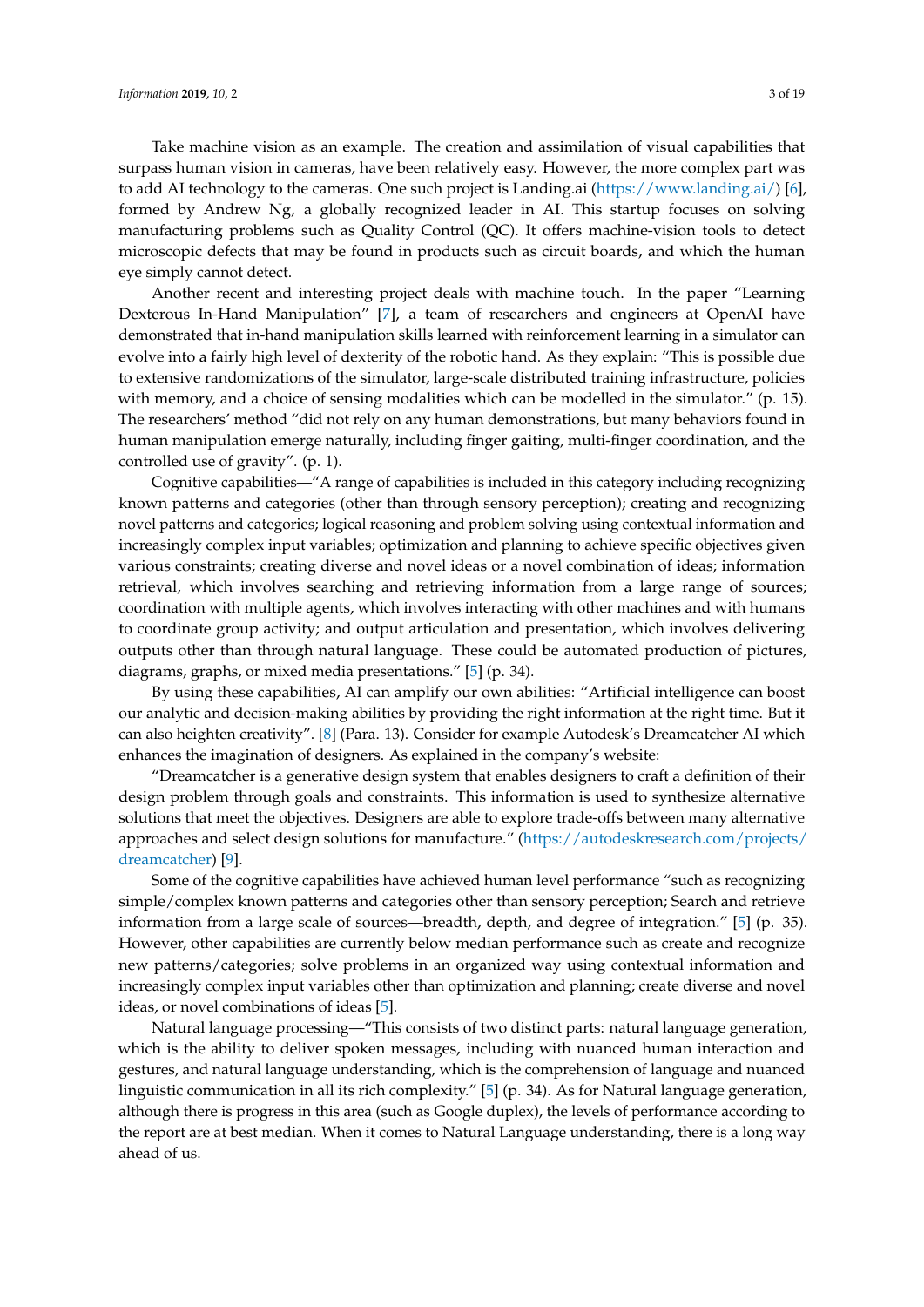Take machine vision as an example. The creation and assimilation of visual capabilities that surpass human vision in cameras, have been relatively easy. However, the more complex part was to add AI technology to the cameras. One such project is Landing.ai (https://www.landing.ai/) [6], formed by Andrew Ng, a globally recognized leader in AI. This startup focuses on solving manufacturing problems such as Quality Control (QC). It offers machine-vision tools to detect microscopic defects that may be found in products such as circuit boards, and which the human eye simply cannot detect.

Another recent and interesting project deals with machine touch. In the paper "Learning Dexterous In-Hand Manipulation" [7], a team of researchers and engineers at OpenAI have demonstrated that in-hand manipulation skills learned with reinforcement learning in a simulator can evolve into a fairly high level of dexterity of the robotic hand. As they explain: "This is possible due to extensive randomizations of the simulator, large-scale distributed training infrastructure, policies with memory, and a choice of sensing modalities which can be modelled in the simulator." (p. 15). The researchers' method "did not rely on any human demonstrations, but many behaviors found in human manipulation emerge naturally, including finger gaiting, multi-finger coordination, and the controlled use of gravity". (p. 1).

Cognitive capabilities—"A range of capabilities is included in this category including recognizing known patterns and categories (other than through sensory perception); creating and recognizing novel patterns and categories; logical reasoning and problem solving using contextual information and increasingly complex input variables; optimization and planning to achieve specific objectives given various constraints; creating diverse and novel ideas or a novel combination of ideas; information retrieval, which involves searching and retrieving information from a large range of sources; coordination with multiple agents, which involves interacting with other machines and with humans to coordinate group activity; and output articulation and presentation, which involves delivering outputs other than through natural language. These could be automated production of pictures, diagrams, graphs, or mixed media presentations." [5] (p. 34).

By using these capabilities, AI can amplify our own abilities: "Artificial intelligence can boost our analytic and decision-making abilities by providing the right information at the right time. But it can also heighten creativity". [8] (Para. 13). Consider for example Autodesk's Dreamcatcher AI which enhances the imagination of designers. As explained in the company's website:

"Dreamcatcher is a generative design system that enables designers to craft a definition of their design problem through goals and constraints. This information is used to synthesize alternative solutions that meet the objectives. Designers are able to explore trade-offs between many alternative approaches and select design solutions for manufacture." (https://autodeskresearch.com/projects/dreamcatcher) [9].

Some of the cognitive capabilities have achieved human level performance "such as recognizing simple/complex known patterns and categories other than sensory perception; Search and retrieve information from a large scale of sources—breadth, depth, and degree of integration." [5] (p. 35). However, other capabilities are currently below median performance such as create and recognize new patterns/categories; solve problems in an organized way using contextual information and increasingly complex input variables other than optimization and planning; create diverse and novel ideas, or novel combinations of ideas [5].

Natural language processing—"This consists of two distinct parts: natural language generation, which is the ability to deliver spoken messages, including with nuanced human interaction and gestures, and natural language understanding, which is the comprehension of language and nuanced linguistic communication in all its rich complexity." [5] (p. 34). As for Natural language generation, although there is progress in this area (such as Google duplex), the levels of performance according to the report are at best median. When it comes to Natural Language understanding, there is a long way ahead of us.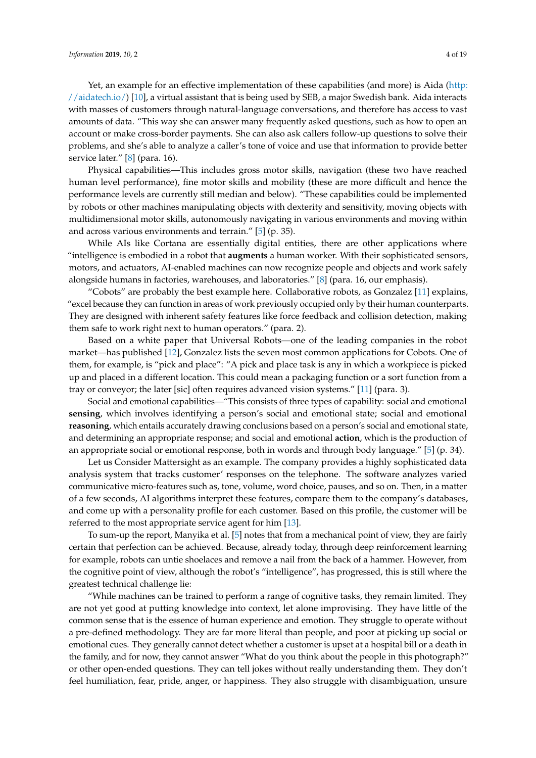Yet, an example for an effective implementation of these capabilities (and more) is Aida (http://aidatech.io/) [10], a virtual assistant that is being used by SEB, a major Swedish bank. Aida interacts with masses of customers through natural-language conversations, and therefore has access to vast amounts of data. "This way she can answer many frequently asked questions, such as how to open an account or make cross-border payments. She can also ask callers follow-up questions to solve their problems, and she's able to analyze a caller's tone of voice and use that information to provide better service later." [8] (para. 16).

Physical capabilities—This includes gross motor skills, navigation (these two have reached human level performance), fine motor skills and mobility (these are more difficult and hence the performance levels are currently still median and below). "These capabilities could be implemented by robots or other machines manipulating objects with dexterity and sensitivity, moving objects with multidimensional motor skills, autonomously navigating in various environments and moving within and across various environments and terrain." [5] (p. 35).

While AIs like Cortana are essentially digital entities, there are other applications where "intelligence is embodied in a robot that **augments** a human worker. With their sophisticated sensors, motors, and actuators, AI-enabled machines can now recognize people and objects and work safely alongside humans in factories, warehouses, and laboratories." [8] (para. 16, our emphasis).

"Cobots" are probably the best example here. Collaborative robots, as Gonzalez [11] explains, "excel because they can function in areas of work previously occupied only by their human counterparts. They are designed with inherent safety features like force feedback and collision detection, making them safe to work right next to human operators." (para. 2).

Based on a white paper that Universal Robots—one of the leading companies in the robot market—has published [12], Gonzalez lists the seven most common applications for Cobots. One of them, for example, is "pick and place": "A pick and place task is any in which a workpiece is picked up and placed in a different location. This could mean a packaging function or a sort function from a tray or conveyor; the later [sic] often requires advanced vision systems." [11] (para. 3).

Social and emotional capabilities—"This consists of three types of capability: social and emotional **sensing**, which involves identifying a person's social and emotional state; social and emotional **reasoning**, which entails accurately drawing conclusions based on a person's social and emotional state, and determining an appropriate response; and social and emotional **action**, which is the production of an appropriate social or emotional response, both in words and through body language." [5] (p. 34).

Let us Consider Mattersight as an example. The company provides a highly sophisticated data analysis system that tracks customer' responses on the telephone. The software analyzes varied communicative micro-features such as, tone, volume, word choice, pauses, and so on. Then, in a matter of a few seconds, AI algorithms interpret these features, compare them to the company's databases, and come up with a personality profile for each customer. Based on this profile, the customer will be referred to the most appropriate service agent for him [13].

To sum-up the report, Manyika et al. [5] notes that from a mechanical point of view, they are fairly certain that perfection can be achieved. Because, already today, through deep reinforcement learning for example, robots can untie shoelaces and remove a nail from the back of a hammer. However, from the cognitive point of view, although the robot's "intelligence", has progressed, this is still where the greatest technical challenge lie:

"While machines can be trained to perform a range of cognitive tasks, they remain limited. They are not yet good at putting knowledge into context, let alone improvising. They have little of the common sense that is the essence of human experience and emotion. They struggle to operate without a pre-defined methodology. They are far more literal than people, and poor at picking up social or emotional cues. They generally cannot detect whether a customer is upset at a hospital bill or a death in the family, and for now, they cannot answer "What do you think about the people in this photograph?" or other open-ended questions. They can tell jokes without really understanding them. They don't feel humiliation, fear, pride, anger, or happiness. They also struggle with disambiguation, unsure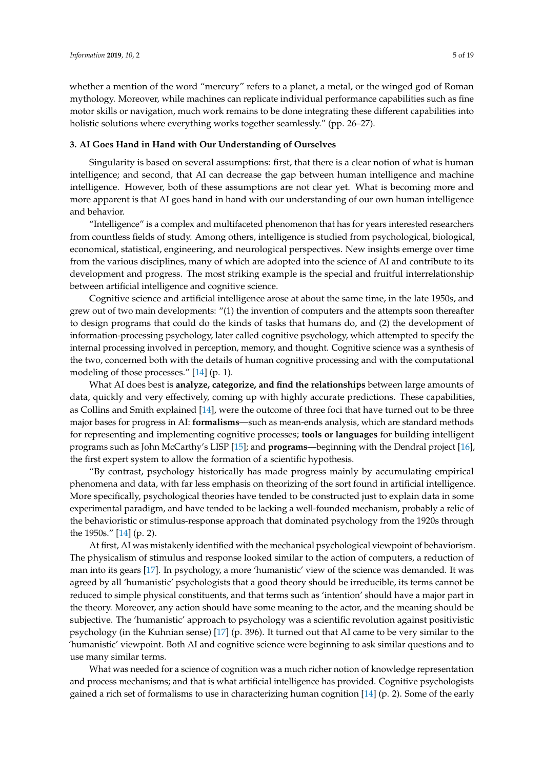whether a mention of the word "mercury" refers to a planet, a metal, or the winged god of Roman mythology. Moreover, while machines can replicate individual performance capabilities such as fine motor skills or navigation, much work remains to be done integrating these different capabilities into holistic solutions where everything works together seamlessly." (pp. 26–27).

## 3. AI Goes Hand in Hand with Our Understanding of Ourselves

Singularity is based on several assumptions: first, that there is a clear notion of what is human intelligence; and second, that AI can decrease the gap between human intelligence and machine intelligence. However, both of these assumptions are not clear yet. What is becoming more and more apparent is that AI goes hand in hand with our understanding of our own human intelligence and behavior.

"Intelligence" is a complex and multifaceted phenomenon that has for years interested researchers from countless fields of study. Among others, intelligence is studied from psychological, biological, economical, statistical, engineering, and neurological perspectives. New insights emerge over time from the various disciplines, many of which are adopted into the science of AI and contribute to its development and progress. The most striking example is the special and fruitful interrelationship between artificial intelligence and cognitive science.

Cognitive science and artificial intelligence arose at about the same time, in the late 1950s, and grew out of two main developments: "(1) the invention of computers and the attempts soon thereafter to design programs that could do the kinds of tasks that humans do, and (2) the development of information-processing psychology, later called cognitive psychology, which attempted to specify the internal processing involved in perception, memory, and thought. Cognitive science was a synthesis of the two, concerned both with the details of human cognitive processing and with the computational modeling of those processes." [14] (p. 1).

What AI does best is **analyze, categorize, and find the relationships** between large amounts of data, quickly and very effectively, coming up with highly accurate predictions. These capabilities, as Collins and Smith explained [14], were the outcome of three foci that have turned out to be three major bases for progress in AI: **formalisms**—such as mean-ends analysis, which are standard methods for representing and implementing cognitive processes; **tools or languages** for building intelligent programs such as John McCarthy's LISP [15]; and **programs**—beginning with the Dendral project [16], the first expert system to allow the formation of a scientific hypothesis.

"By contrast, psychology historically has made progress mainly by accumulating empirical phenomena and data, with far less emphasis on theorizing of the sort found in artificial intelligence. More specifically, psychological theories have tended to be constructed just to explain data in some experimental paradigm, and have tended to be lacking a well-founded mechanism, probably a relic of the behavioristic or stimulus-response approach that dominated psychology from the 1920s through the 1950s." [14] (p. 2).

At first, AI was mistakenly identified with the mechanical psychological viewpoint of behaviorism. The physicalism of stimulus and response looked similar to the action of computers, a reduction of man into its gears [17]. In psychology, a more 'humanistic' view of the science was demanded. It was agreed by all 'humanistic' psychologists that a good theory should be irreducible, its terms cannot be reduced to simple physical constituents, and that terms such as 'intention' should have a major part in the theory. Moreover, any action should have some meaning to the actor, and the meaning should be subjective. The 'humanistic' approach to psychology was a scientific revolution against positivistic psychology (in the Kuhnian sense) [17] (p. 396). It turned out that AI came to be very similar to the 'humanistic' viewpoint. Both AI and cognitive science were beginning to ask similar questions and to use many similar terms.

What was needed for a science of cognition was a much richer notion of knowledge representation and process mechanisms; and that is what artificial intelligence has provided. Cognitive psychologists gained a rich set of formalisms to use in characterizing human cognition [14] (p. 2). Some of the early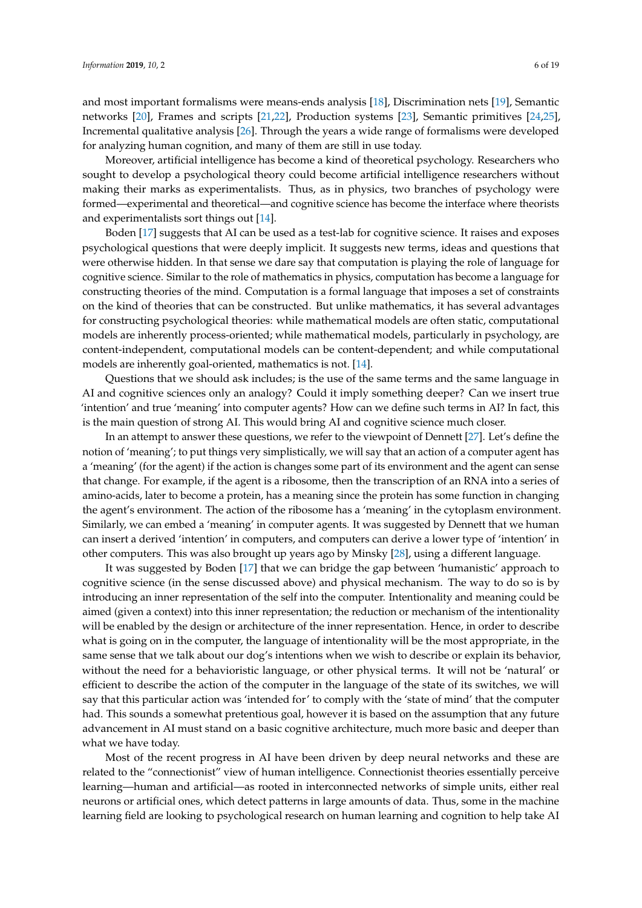and most important formalisms were means-ends analysis [18], Discrimination nets [19], Semantic networks [20], Frames and scripts [21,22], Production systems [23], Semantic primitives [24,25], Incremental qualitative analysis [26]. Through the years a wide range of formalisms were developed for analyzing human cognition, and many of them are still in use today.

Moreover, artificial intelligence has become a kind of theoretical psychology. Researchers who sought to develop a psychological theory could become artificial intelligence researchers without making their marks as experimentalists. Thus, as in physics, two branches of psychology were formed—experimental and theoretical—and cognitive science has become the interface where theorists and experimentalists sort things out [14].

Boden [17] suggests that AI can be used as a test-lab for cognitive science. It raises and exposes psychological questions that were deeply implicit. It suggests new terms, ideas and questions that were otherwise hidden. In that sense we dare say that computation is playing the role of language for cognitive science. Similar to the role of mathematics in physics, computation has become a language for constructing theories of the mind. Computation is a formal language that imposes a set of constraints on the kind of theories that can be constructed. But unlike mathematics, it has several advantages for constructing psychological theories: while mathematical models are often static, computational models are inherently process-oriented; while mathematical models, particularly in psychology, are content-independent, computational models can be content-dependent; and while computational models are inherently goal-oriented, mathematics is not. [14].

Questions that we should ask includes; is the use of the same terms and the same language in AI and cognitive sciences only an analogy? Could it imply something deeper? Can we insert true 'intention' and true 'meaning' into computer agents? How can we define such terms in AI? In fact, this is the main question of strong AI. This would bring AI and cognitive science much closer.

In an attempt to answer these questions, we refer to the viewpoint of Dennett [27]. Let's define the notion of 'meaning'; to put things very simplistically, we will say that an action of a computer agent has a 'meaning' (for the agent) if the action is changes some part of its environment and the agent can sense that change. For example, if the agent is a ribosome, then the transcription of an RNA into a series of amino-acids, later to become a protein, has a meaning since the protein has some function in changing the agent's environment. The action of the ribosome has a 'meaning' in the cytoplasm environment. Similarly, we can embed a 'meaning' in computer agents. It was suggested by Dennett that we human can insert a derived 'intention' in computers, and computers can derive a lower type of 'intention' in other computers. This was also brought up years ago by Minsky [28], using a different language.

It was suggested by Boden [17] that we can bridge the gap between 'humanistic' approach to cognitive science (in the sense discussed above) and physical mechanism. The way to do so is by introducing an inner representation of the self into the computer. Intentionality and meaning could be aimed (given a context) into this inner representation; the reduction or mechanism of the intentionality will be enabled by the design or architecture of the inner representation. Hence, in order to describe what is going on in the computer, the language of intentionality will be the most appropriate, in the same sense that we talk about our dog's intentions when we wish to describe or explain its behavior, without the need for a behavioristic language, or other physical terms. It will not be 'natural' or efficient to describe the action of the computer in the language of the state of its switches, we will say that this particular action was 'intended for' to comply with the 'state of mind' that the computer had. This sounds a somewhat pretentious goal, however it is based on the assumption that any future advancement in AI must stand on a basic cognitive architecture, much more basic and deeper than what we have today.

Most of the recent progress in AI have been driven by deep neural networks and these are related to the "connectionist" view of human intelligence. Connectionist theories essentially perceive learning—human and artificial—as rooted in interconnected networks of simple units, either real neurons or artificial ones, which detect patterns in large amounts of data. Thus, some in the machine learning field are looking to psychological research on human learning and cognition to help take AI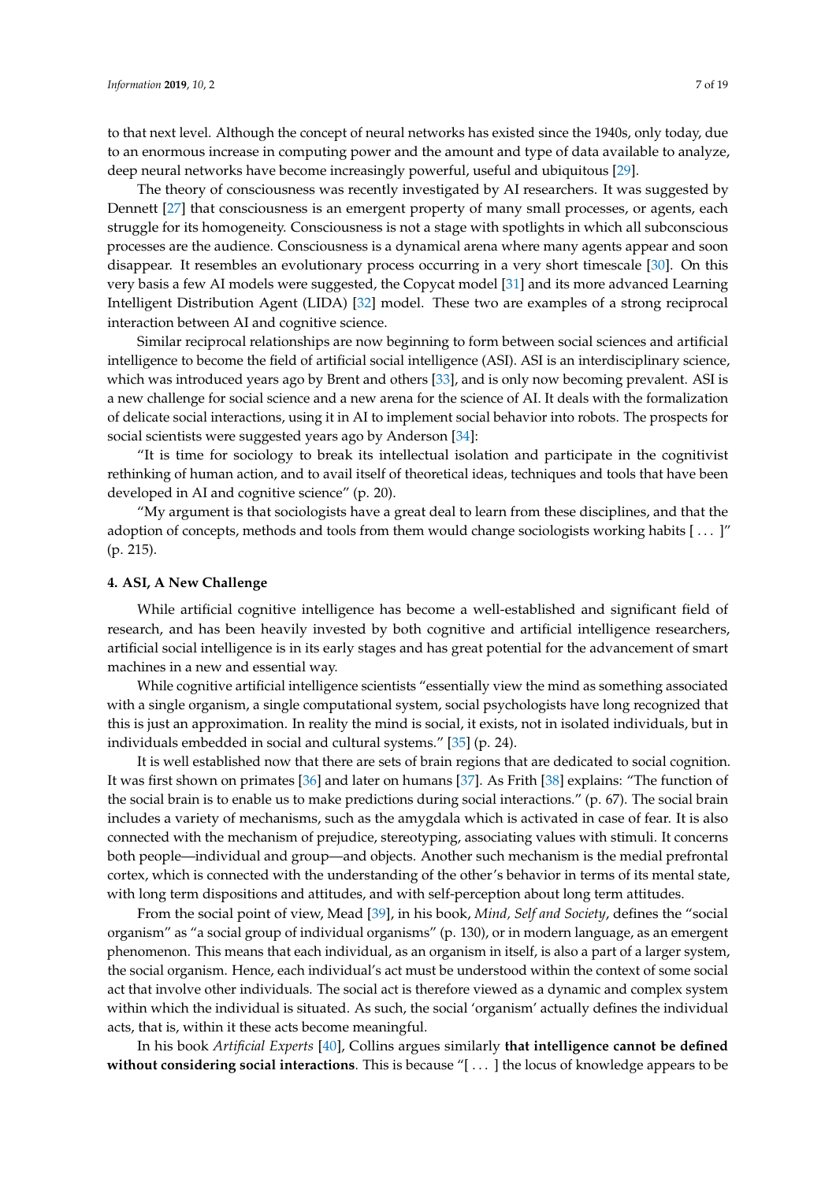to that next level. Although the concept of neural networks has existed since the 1940s, only today, due to an enormous increase in computing power and the amount and type of data available to analyze, deep neural networks have become increasingly powerful, useful and ubiquitous [29].

The theory of consciousness was recently investigated by AI researchers. It was suggested by Dennett [27] that consciousness is an emergent property of many small processes, or agents, each struggle for its homogeneity. Consciousness is not a stage with spotlights in which all subconscious processes are the audience. Consciousness is a dynamical arena where many agents appear and soon disappear. It resembles an evolutionary process occurring in a very short timescale [30]. On this very basis a few AI models were suggested, the Copycat model [31] and its more advanced Learning Intelligent Distribution Agent (LIDA) [32] model. These two are examples of a strong reciprocal interaction between AI and cognitive science.

Similar reciprocal relationships are now beginning to form between social sciences and artificial intelligence to become the field of artificial social intelligence (ASI). ASI is an interdisciplinary science, which was introduced years ago by Brent and others [33], and is only now becoming prevalent. ASI is a new challenge for social science and a new arena for the science of AI. It deals with the formalization of delicate social interactions, using it in AI to implement social behavior into robots. The prospects for social scientists were suggested years ago by Anderson [34]:

"It is time for sociology to break its intellectual isolation and participate in the cognitivist rethinking of human action, and to avail itself of theoretical ideas, techniques and tools that have been developed in AI and cognitive science" (p. 20).

"My argument is that sociologists have a great deal to learn from these disciplines, and that the adoption of concepts, methods and tools from them would change sociologists working habits [ . . . ]" (p. 215).

## 4. ASI, A New Challenge

While artificial cognitive intelligence has become a well-established and significant field of research, and has been heavily invested by both cognitive and artificial intelligence researchers, artificial social intelligence is in its early stages and has great potential for the advancement of smart machines in a new and essential way.

While cognitive artificial intelligence scientists "essentially view the mind as something associated with a single organism, a single computational system, social psychologists have long recognized that this is just an approximation. In reality the mind is social, it exists, not in isolated individuals, but in individuals embedded in social and cultural systems." [35] (p. 24).

It is well established now that there are sets of brain regions that are dedicated to social cognition. It was first shown on primates [36] and later on humans [37]. As Frith [38] explains: "The function of the social brain is to enable us to make predictions during social interactions." (p. 67). The social brain includes a variety of mechanisms, such as the amygdala which is activated in case of fear. It is also connected with the mechanism of prejudice, stereotyping, associating values with stimuli. It concerns both people—individual and group—and objects. Another such mechanism is the medial prefrontal cortex, which is connected with the understanding of the other's behavior in terms of its mental state, with long term dispositions and attitudes, and with self-perception about long term attitudes.

From the social point of view, Mead [39], in his book, *Mind, Self and Society*, defines the "social organism" as "a social group of individual organisms" (p. 130), or in modern language, as an emergent phenomenon. This means that each individual, as an organism in itself, is also a part of a larger system, the social organism. Hence, each individual's act must be understood within the context of some social act that involve other individuals. The social act is therefore viewed as a dynamic and complex system within which the individual is situated. As such, the social 'organism' actually defines the individual acts, that is, within it these acts become meaningful.

In his book *Artificial Experts* [40], Collins argues similarly **that intelligence cannot be defined without considering social interactions**. This is because "[ . . . ] the locus of knowledge appears to be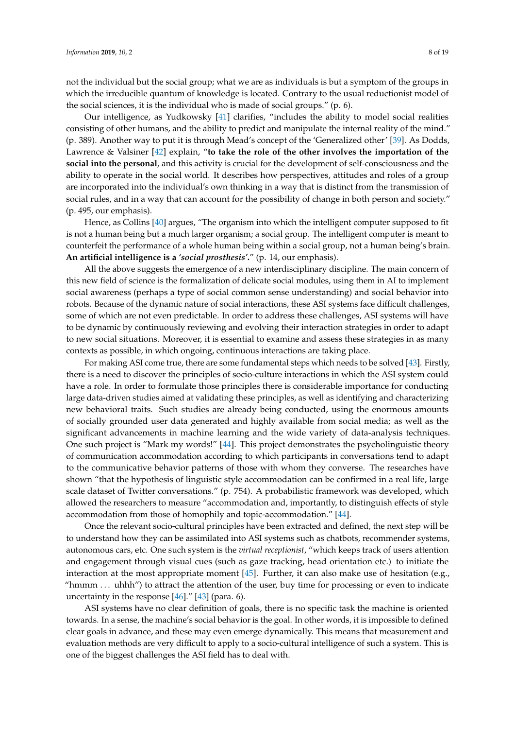not the individual but the social group; what we are as individuals is but a symptom of the groups in which the irreducible quantum of knowledge is located. Contrary to the usual reductionist model of the social sciences, it is the individual who is made of social groups." (p. 6).

Our intelligence, as Yudkowsky [41] clarifies, "includes the ability to model social realities consisting of other humans, and the ability to predict and manipulate the internal reality of the mind." (p. 389). Another way to put it is through Mead's concept of the 'Generalized other' [39]. As Dodds, Lawrence & Valsiner [42] explain, "**to take the role of the other involves the importation of the social into the personal**, and this activity is crucial for the development of self-consciousness and the ability to operate in the social world. It describes how perspectives, attitudes and roles of a group are incorporated into the individual's own thinking in a way that is distinct from the transmission of social rules, and in a way that can account for the possibility of change in both person and society." (p. 495, our emphasis).

Hence, as Collins [40] argues, "The organism into which the intelligent computer supposed to fit is not a human being but a much larger organism; a social group. The intelligent computer is meant to counterfeit the performance of a whole human being within a social group, not a human being's brain. **An artificial intelligence is a '*social prosthesis*'.**" (p. 14, our emphasis).

All the above suggests the emergence of a new interdisciplinary discipline. The main concern of this new field of science is the formalization of delicate social modules, using them in AI to implement social awareness (perhaps a type of social common sense understanding) and social behavior into robots. Because of the dynamic nature of social interactions, these ASI systems face difficult challenges, some of which are not even predictable. In order to address these challenges, ASI systems will have to be dynamic by continuously reviewing and evolving their interaction strategies in order to adapt to new social situations. Moreover, it is essential to examine and assess these strategies in as many contexts as possible, in which ongoing, continuous interactions are taking place.

For making ASI come true, there are some fundamental steps which needs to be solved [43]. Firstly, there is a need to discover the principles of socio-culture interactions in which the ASI system could have a role. In order to formulate those principles there is considerable importance for conducting large data-driven studies aimed at validating these principles, as well as identifying and characterizing new behavioral traits. Such studies are already being conducted, using the enormous amounts of socially grounded user data generated and highly available from social media; as well as the significant advancements in machine learning and the wide variety of data-analysis techniques. One such project is "Mark my words!" [44]. This project demonstrates the psycholinguistic theory of communication accommodation according to which participants in conversations tend to adapt to the communicative behavior patterns of those with whom they converse. The researches have shown "that the hypothesis of linguistic style accommodation can be confirmed in a real life, large scale dataset of Twitter conversations." (p. 754). A probabilistic framework was developed, which allowed the researchers to measure "accommodation and, importantly, to distinguish effects of style accommodation from those of homophily and topic-accommodation." [44].

Once the relevant socio-cultural principles have been extracted and defined, the next step will be to understand how they can be assimilated into ASI systems such as chatbots, recommender systems, autonomous cars, etc. One such system is the *virtual receptionist*, "which keeps track of users attention and engagement through visual cues (such as gaze tracking, head orientation etc.) to initiate the interaction at the most appropriate moment [45]. Further, it can also make use of hesitation (e.g., "hmmm ... uhhh") to attract the attention of the user, buy time for processing or even to indicate uncertainty in the response [46]." [43] (para. 6).

ASI systems have no clear definition of goals, there is no specific task the machine is oriented towards. In a sense, the machine's social behavior is the goal. In other words, it is impossible to defined clear goals in advance, and these may even emerge dynamically. This means that measurement and evaluation methods are very difficult to apply to a socio-cultural intelligence of such a system. This is one of the biggest challenges the ASI field has to deal with.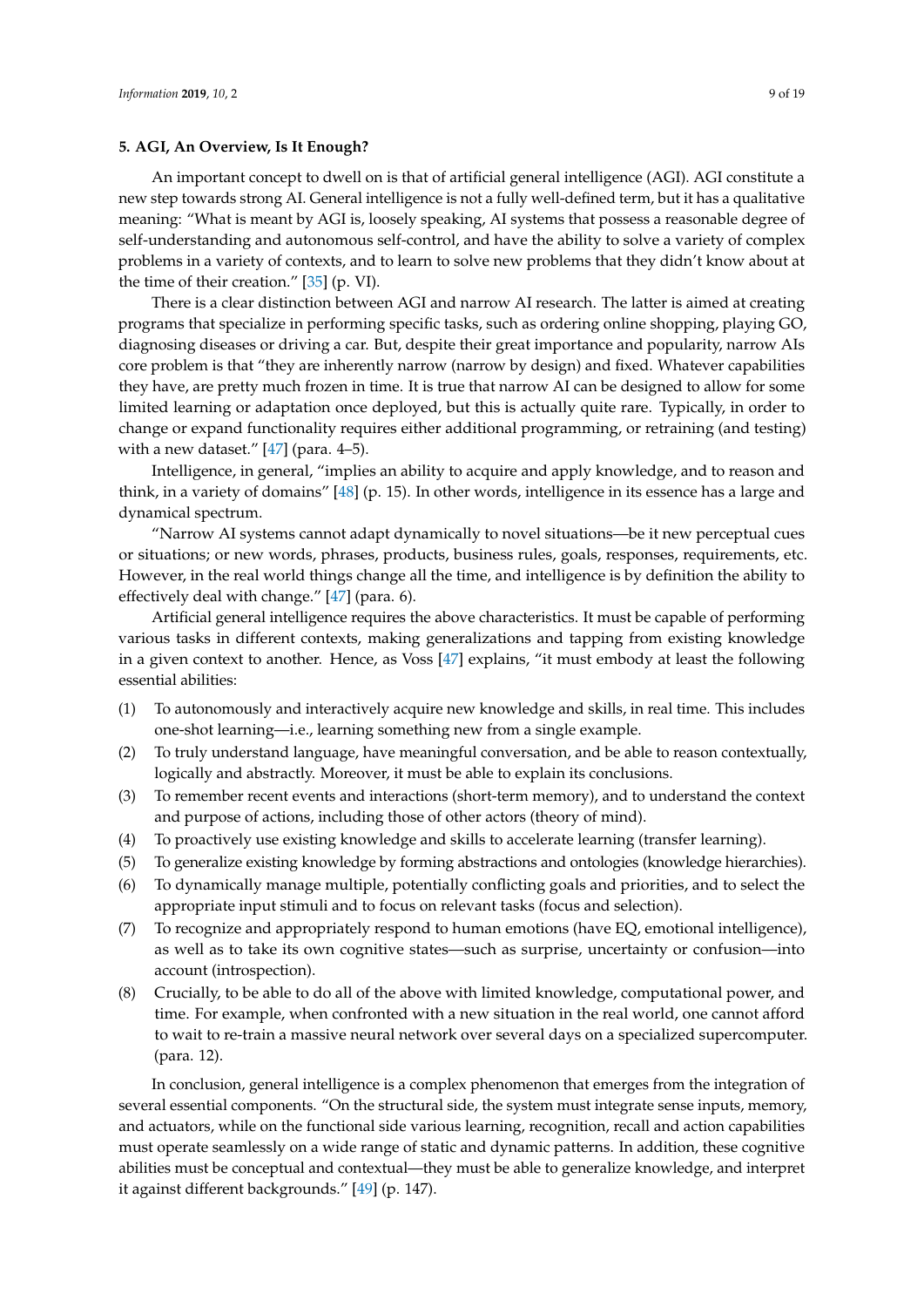### 5. AGI, An Overview, Is It Enough?

An important concept to dwell on is that of artificial general intelligence (AGI). AGI constitute a new step towards strong AI. General intelligence is not a fully well-defined term, but it has a qualitative meaning: "What is meant by AGI is, loosely speaking, AI systems that possess a reasonable degree of self-understanding and autonomous self-control, and have the ability to solve a variety of complex problems in a variety of contexts, and to learn to solve new problems that they didn't know about at the time of their creation." [35] (p. VI).

There is a clear distinction between AGI and narrow AI research. The latter is aimed at creating programs that specialize in performing specific tasks, such as ordering online shopping, playing GO, diagnosing diseases or driving a car. But, despite their great importance and popularity, narrow AIs core problem is that "they are inherently narrow (narrow by design) and fixed. Whatever capabilities they have, are pretty much frozen in time. It is true that narrow AI can be designed to allow for some limited learning or adaptation once deployed, but this is actually quite rare. Typically, in order to change or expand functionality requires either additional programming, or retraining (and testing) with a new dataset." [47] (para. 4–5).

Intelligence, in general, "implies an ability to acquire and apply knowledge, and to reason and think, in a variety of domains" [48] (p. 15). In other words, intelligence in its essence has a large and dynamical spectrum.

"Narrow AI systems cannot adapt dynamically to novel situations—be it new perceptual cues or situations; or new words, phrases, products, business rules, goals, responses, requirements, etc. However, in the real world things change all the time, and intelligence is by definition the ability to effectively deal with change." [47] (para. 6).

Artificial general intelligence requires the above characteristics. It must be capable of performing various tasks in different contexts, making generalizations and tapping from existing knowledge in a given context to another. Hence, as Voss [47] explains, "it must embody at least the following essential abilities:

(1) To autonomously and interactively acquire new knowledge and skills, in real time. This includes one-shot learning—i.e., learning something new from a single example.
(2) To truly understand language, have meaningful conversation, and be able to reason contextually, logically and abstractly. Moreover, it must be able to explain its conclusions.
(3) To remember recent events and interactions (short-term memory), and to understand the context and purpose of actions, including those of other actors (theory of mind).
(4) To proactively use existing knowledge and skills to accelerate learning (transfer learning).
(5) To generalize existing knowledge by forming abstractions and ontologies (knowledge hierarchies).
(6) To dynamically manage multiple, potentially conflicting goals and priorities, and to select the appropriate input stimuli and to focus on relevant tasks (focus and selection).
(7) To recognize and appropriately respond to human emotions (have EQ, emotional intelligence), as well as to take its own cognitive states—such as surprise, uncertainty or confusion—into account (introspection).
(8) Crucially, to be able to do all of the above with limited knowledge, computational power, and time. For example, when confronted with a new situation in the real world, one cannot afford to wait to re-train a massive neural network over several days on a specialized supercomputer. (para. 12).

In conclusion, general intelligence is a complex phenomenon that emerges from the integration of several essential components. "On the structural side, the system must integrate sense inputs, memory, and actuators, while on the functional side various learning, recognition, recall and action capabilities must operate seamlessly on a wide range of static and dynamic patterns. In addition, these cognitive abilities must be conceptual and contextual—they must be able to generalize knowledge, and interpret it against different backgrounds." [49] (p. 147).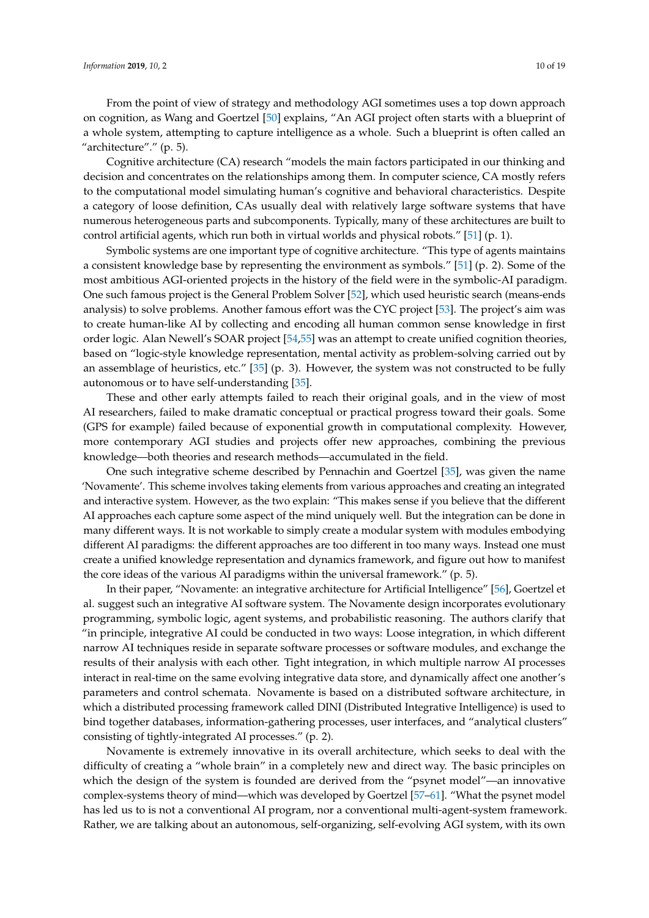From the point of view of strategy and methodology AGI sometimes uses a top down approach on cognition, as Wang and Goertzel [50] explains, "An AGI project often starts with a blueprint of a whole system, attempting to capture intelligence as a whole. Such a blueprint is often called an "architecture"." (p. 5).

Cognitive architecture (CA) research "models the main factors participated in our thinking and decision and concentrates on the relationships among them. In computer science, CA mostly refers to the computational model simulating human's cognitive and behavioral characteristics. Despite a category of loose definition, CAs usually deal with relatively large software systems that have numerous heterogeneous parts and subcomponents. Typically, many of these architectures are built to control artificial agents, which run both in virtual worlds and physical robots." [51] (p. 1).

Symbolic systems are one important type of cognitive architecture. "This type of agents maintains a consistent knowledge base by representing the environment as symbols." [51] (p. 2). Some of the most ambitious AGI-oriented projects in the history of the field were in the symbolic-AI paradigm. One such famous project is the General Problem Solver [52], which used heuristic search (means-ends analysis) to solve problems. Another famous effort was the CYC project [53]. The project's aim was to create human-like AI by collecting and encoding all human common sense knowledge in first order logic. Alan Newell's SOAR project [54,55] was an attempt to create unified cognition theories, based on "logic-style knowledge representation, mental activity as problem-solving carried out by an assemblage of heuristics, etc." [35] (p. 3). However, the system was not constructed to be fully autonomous or to have self-understanding [35].

These and other early attempts failed to reach their original goals, and in the view of most AI researchers, failed to make dramatic conceptual or practical progress toward their goals. Some (GPS for example) failed because of exponential growth in computational complexity. However, more contemporary AGI studies and projects offer new approaches, combining the previous knowledge—both theories and research methods—accumulated in the field.

One such integrative scheme described by Pennachin and Goertzel [35], was given the name 'Novamente'. This scheme involves taking elements from various approaches and creating an integrated and interactive system. However, as the two explain: "This makes sense if you believe that the different AI approaches each capture some aspect of the mind uniquely well. But the integration can be done in many different ways. It is not workable to simply create a modular system with modules embodying different AI paradigms: the different approaches are too different in too many ways. Instead one must create a unified knowledge representation and dynamics framework, and figure out how to manifest the core ideas of the various AI paradigms within the universal framework." (p. 5).

In their paper, "Novamente: an integrative architecture for Artificial Intelligence" [56], Goertzel et al. suggest such an integrative AI software system. The Novamente design incorporates evolutionary programming, symbolic logic, agent systems, and probabilistic reasoning. The authors clarify that "in principle, integrative AI could be conducted in two ways: Loose integration, in which different narrow AI techniques reside in separate software processes or software modules, and exchange the results of their analysis with each other. Tight integration, in which multiple narrow AI processes interact in real-time on the same evolving integrative data store, and dynamically affect one another's parameters and control schemata. Novamente is based on a distributed software architecture, in which a distributed processing framework called DINI (Distributed Integrative Intelligence) is used to bind together databases, information-gathering processes, user interfaces, and "analytical clusters" consisting of tightly-integrated AI processes." (p. 2).

Novamente is extremely innovative in its overall architecture, which seeks to deal with the difficulty of creating a "whole brain" in a completely new and direct way. The basic principles on which the design of the system is founded are derived from the "psynet model"—an innovative complex-systems theory of mind—which was developed by Goertzel [57–61]. "What the psynet model has led us to is not a conventional AI program, nor a conventional multi-agent-system framework. Rather, we are talking about an autonomous, self-organizing, self-evolving AGI system, with its own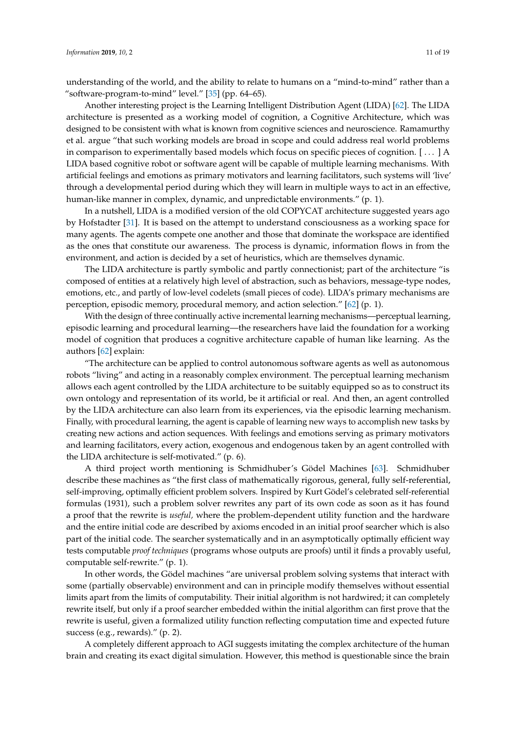understanding of the world, and the ability to relate to humans on a "mind-to-mind" rather than a "software-program-to-mind" level." [35] (pp. 64–65).

Another interesting project is the Learning Intelligent Distribution Agent (LIDA) [62]. The LIDA architecture is presented as a working model of cognition, a Cognitive Architecture, which was designed to be consistent with what is known from cognitive sciences and neuroscience. Ramamurthy et al. argue "that such working models are broad in scope and could address real world problems in comparison to experimentally based models which focus on specific pieces of cognition. [ . . . ] A LIDA based cognitive robot or software agent will be capable of multiple learning mechanisms. With artificial feelings and emotions as primary motivators and learning facilitators, such systems will 'live' through a developmental period during which they will learn in multiple ways to act in an effective, human-like manner in complex, dynamic, and unpredictable environments." (p. 1).

In a nutshell, LIDA is a modified version of the old COPYCAT architecture suggested years ago by Hofstadter [31]. It is based on the attempt to understand consciousness as a working space for many agents. The agents compete one another and those that dominate the workspace are identified as the ones that constitute our awareness. The process is dynamic, information flows in from the environment, and action is decided by a set of heuristics, which are themselves dynamic.

The LIDA architecture is partly symbolic and partly connectionist; part of the architecture "is composed of entities at a relatively high level of abstraction, such as behaviors, message-type nodes, emotions, etc., and partly of low-level codelets (small pieces of code). LIDA's primary mechanisms are perception, episodic memory, procedural memory, and action selection." [62] (p. 1).

With the design of three continually active incremental learning mechanisms—perceptual learning, episodic learning and procedural learning—the researchers have laid the foundation for a working model of cognition that produces a cognitive architecture capable of human like learning. As the authors [62] explain:

"The architecture can be applied to control autonomous software agents as well as autonomous robots "living" and acting in a reasonably complex environment. The perceptual learning mechanism allows each agent controlled by the LIDA architecture to be suitably equipped so as to construct its own ontology and representation of its world, be it artificial or real. And then, an agent controlled by the LIDA architecture can also learn from its experiences, via the episodic learning mechanism. Finally, with procedural learning, the agent is capable of learning new ways to accomplish new tasks by creating new actions and action sequences. With feelings and emotions serving as primary motivators and learning facilitators, every action, exogenous and endogenous taken by an agent controlled with the LIDA architecture is self-motivated." (p. 6).

A third project worth mentioning is Schmidhuber's Gödel Machines [63]. Schmidhuber describe these machines as "the first class of mathematically rigorous, general, fully self-referential, self-improving, optimally efficient problem solvers. Inspired by Kurt Gödel's celebrated self-referential formulas (1931), such a problem solver rewrites any part of its own code as soon as it has found a proof that the rewrite is *useful*, where the problem-dependent utility function and the hardware and the entire initial code are described by axioms encoded in an initial proof searcher which is also part of the initial code. The searcher systematically and in an asymptotically optimally efficient way tests computable *proof techniques* (programs whose outputs are proofs) until it finds a provably useful, computable self-rewrite." (p. 1).

In other words, the Gödel machines "are universal problem solving systems that interact with some (partially observable) environment and can in principle modify themselves without essential limits apart from the limits of computability. Their initial algorithm is not hardwired; it can completely rewrite itself, but only if a proof searcher embedded within the initial algorithm can first prove that the rewrite is useful, given a formalized utility function reflecting computation time and expected future success (e.g., rewards)." (p. 2).

A completely different approach to AGI suggests imitating the complex architecture of the human brain and creating its exact digital simulation. However, this method is questionable since the brain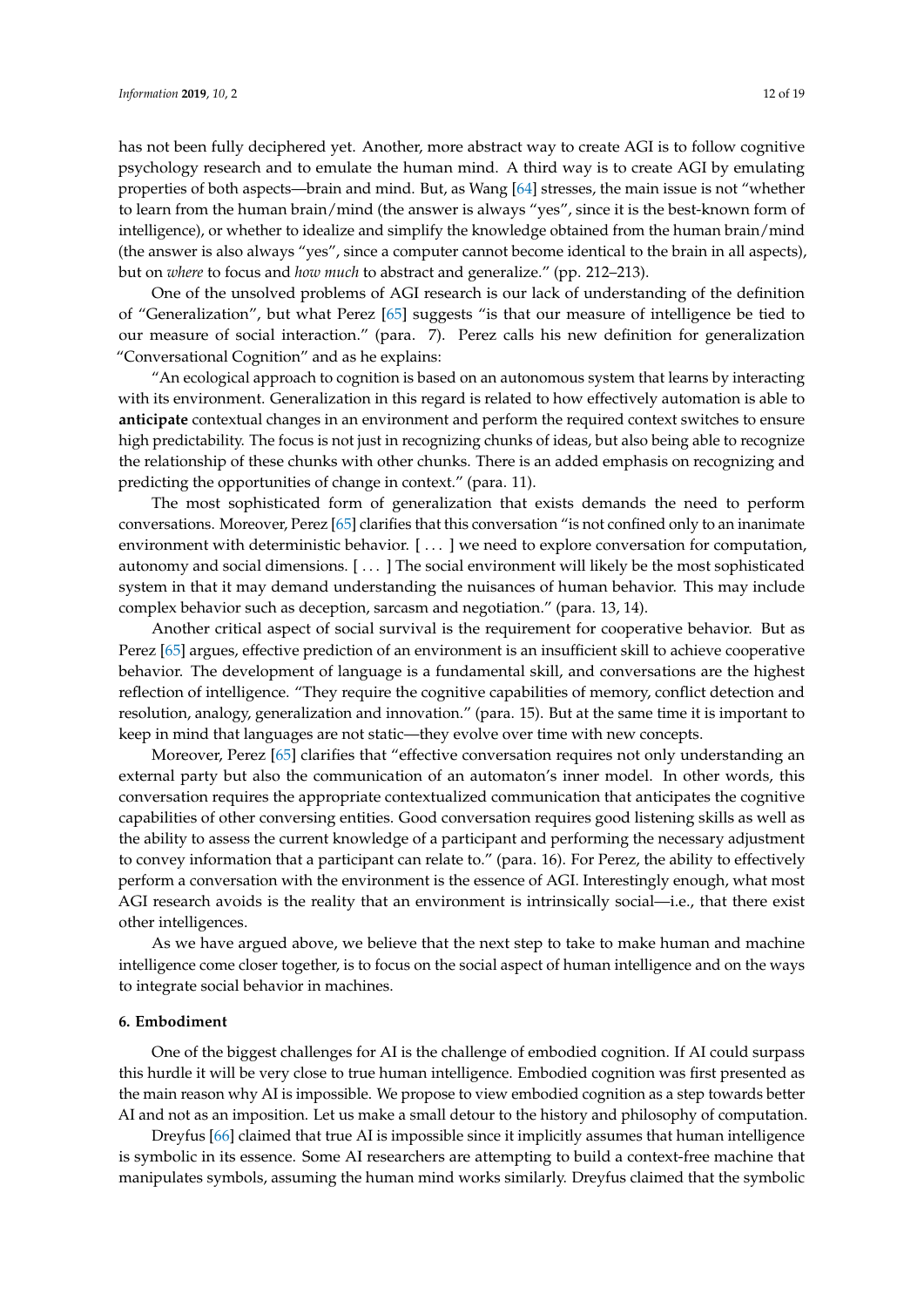has not been fully deciphered yet. Another, more abstract way to create AGI is to follow cognitive psychology research and to emulate the human mind. A third way is to create AGI by emulating properties of both aspects—brain and mind. But, as Wang [64] stresses, the main issue is not "whether to learn from the human brain/mind (the answer is always "yes", since it is the best-known form of intelligence), or whether to idealize and simplify the knowledge obtained from the human brain/mind (the answer is also always "yes", since a computer cannot become identical to the brain in all aspects), but on *where* to focus and *how much* to abstract and generalize." (pp. 212–213).

One of the unsolved problems of AGI research is our lack of understanding of the definition of "Generalization", but what Perez [65] suggests "is that our measure of intelligence be tied to our measure of social interaction." (para. 7). Perez calls his new definition for generalization "Conversational Cognition" and as he explains:

"An ecological approach to cognition is based on an autonomous system that learns by interacting with its environment. Generalization in this regard is related to how effectively automation is able to **anticipate** contextual changes in an environment and perform the required context switches to ensure high predictability. The focus is not just in recognizing chunks of ideas, but also being able to recognize the relationship of these chunks with other chunks. There is an added emphasis on recognizing and predicting the opportunities of change in context." (para. 11).

The most sophisticated form of generalization that exists demands the need to perform conversations. Moreover, Perez [65] clarifies that this conversation "is not confined only to an inanimate environment with deterministic behavior. [ . . . ] we need to explore conversation for computation, autonomy and social dimensions. [ . . . ] The social environment will likely be the most sophisticated system in that it may demand understanding the nuisances of human behavior. This may include complex behavior such as deception, sarcasm and negotiation." (para. 13, 14).

Another critical aspect of social survival is the requirement for cooperative behavior. But as Perez [65] argues, effective prediction of an environment is an insufficient skill to achieve cooperative behavior. The development of language is a fundamental skill, and conversations are the highest reflection of intelligence. "They require the cognitive capabilities of memory, conflict detection and resolution, analogy, generalization and innovation." (para. 15). But at the same time it is important to keep in mind that languages are not static—they evolve over time with new concepts.

Moreover, Perez [65] clarifies that "effective conversation requires not only understanding an external party but also the communication of an automaton's inner model. In other words, this conversation requires the appropriate contextualized communication that anticipates the cognitive capabilities of other conversing entities. Good conversation requires good listening skills as well as the ability to assess the current knowledge of a participant and performing the necessary adjustment to convey information that a participant can relate to." (para. 16). For Perez, the ability to effectively perform a conversation with the environment is the essence of AGI. Interestingly enough, what most AGI research avoids is the reality that an environment is intrinsically social—i.e., that there exist other intelligences.

As we have argued above, we believe that the next step to take to make human and machine intelligence come closer together, is to focus on the social aspect of human intelligence and on the ways to integrate social behavior in machines.

## 6. Embodiment

One of the biggest challenges for AI is the challenge of embodied cognition. If AI could surpass this hurdle it will be very close to true human intelligence. Embodied cognition was first presented as the main reason why AI is impossible. We propose to view embodied cognition as a step towards better AI and not as an imposition. Let us make a small detour to the history and philosophy of computation.

Dreyfus [66] claimed that true AI is impossible since it implicitly assumes that human intelligence is symbolic in its essence. Some AI researchers are attempting to build a context-free machine that manipulates symbols, assuming the human mind works similarly. Dreyfus claimed that the symbolic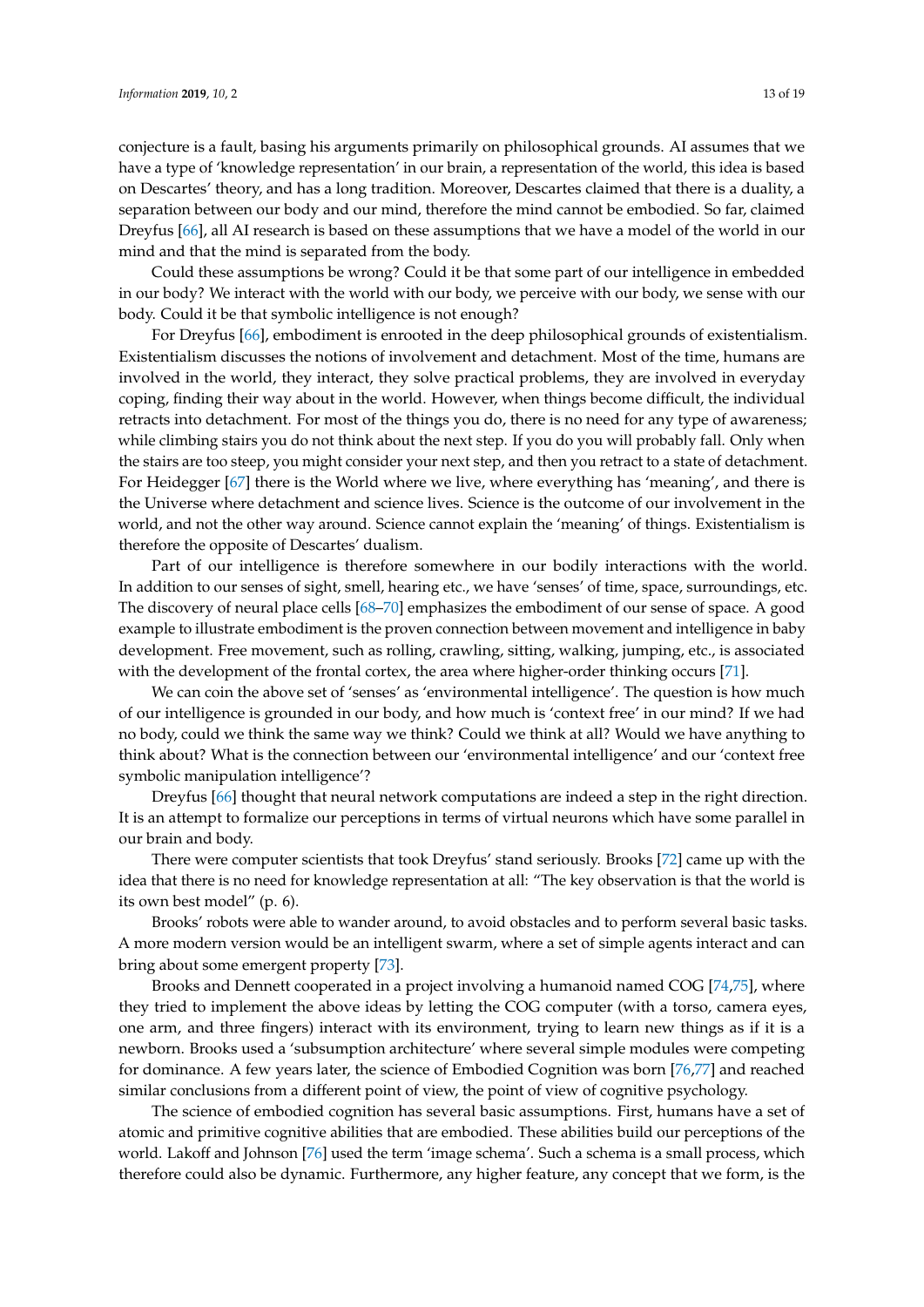conjecture is a fault, basing his arguments primarily on philosophical grounds. AI assumes that we have a type of 'knowledge representation' in our brain, a representation of the world, this idea is based on Descartes' theory, and has a long tradition. Moreover, Descartes claimed that there is a duality, a separation between our body and our mind, therefore the mind cannot be embodied. So far, claimed Dreyfus [66], all AI research is based on these assumptions that we have a model of the world in our mind and that the mind is separated from the body.

Could these assumptions be wrong? Could it be that some part of our intelligence in embedded in our body? We interact with the world with our body, we perceive with our body, we sense with our body. Could it be that symbolic intelligence is not enough?

For Dreyfus [66], embodiment is enrooted in the deep philosophical grounds of existentialism. Existentialism discusses the notions of involvement and detachment. Most of the time, humans are involved in the world, they interact, they solve practical problems, they are involved in everyday coping, finding their way about in the world. However, when things become difficult, the individual retracts into detachment. For most of the things you do, there is no need for any type of awareness; while climbing stairs you do not think about the next step. If you do you will probably fall. Only when the stairs are too steep, you might consider your next step, and then you retract to a state of detachment. For Heidegger [67] there is the World where we live, where everything has 'meaning', and there is the Universe where detachment and science lives. Science is the outcome of our involvement in the world, and not the other way around. Science cannot explain the 'meaning' of things. Existentialism is therefore the opposite of Descartes' dualism.

Part of our intelligence is therefore somewhere in our bodily interactions with the world. In addition to our senses of sight, smell, hearing etc., we have 'senses' of time, space, surroundings, etc. The discovery of neural place cells [68–70] emphasizes the embodiment of our sense of space. A good example to illustrate embodiment is the proven connection between movement and intelligence in baby development. Free movement, such as rolling, crawling, sitting, walking, jumping, etc., is associated with the development of the frontal cortex, the area where higher-order thinking occurs [71].

We can coin the above set of 'senses' as 'environmental intelligence'. The question is how much of our intelligence is grounded in our body, and how much is 'context free' in our mind? If we had no body, could we think the same way we think? Could we think at all? Would we have anything to think about? What is the connection between our 'environmental intelligence' and our 'context free symbolic manipulation intelligence'?

Dreyfus [66] thought that neural network computations are indeed a step in the right direction. It is an attempt to formalize our perceptions in terms of virtual neurons which have some parallel in our brain and body.

There were computer scientists that took Dreyfus' stand seriously. Brooks [72] came up with the idea that there is no need for knowledge representation at all: "The key observation is that the world is its own best model" (p. 6).

Brooks' robots were able to wander around, to avoid obstacles and to perform several basic tasks. A more modern version would be an intelligent swarm, where a set of simple agents interact and can bring about some emergent property [73].

Brooks and Dennett cooperated in a project involving a humanoid named COG [74,75], where they tried to implement the above ideas by letting the COG computer (with a torso, camera eyes, one arm, and three fingers) interact with its environment, trying to learn new things as if it is a newborn. Brooks used a 'subsumption architecture' where several simple modules were competing for dominance. A few years later, the science of Embodied Cognition was born [76,77] and reached similar conclusions from a different point of view, the point of view of cognitive psychology.

The science of embodied cognition has several basic assumptions. First, humans have a set of atomic and primitive cognitive abilities that are embodied. These abilities build our perceptions of the world. Lakoff and Johnson [76] used the term 'image schema'. Such a schema is a small process, which therefore could also be dynamic. Furthermore, any higher feature, any concept that we form, is the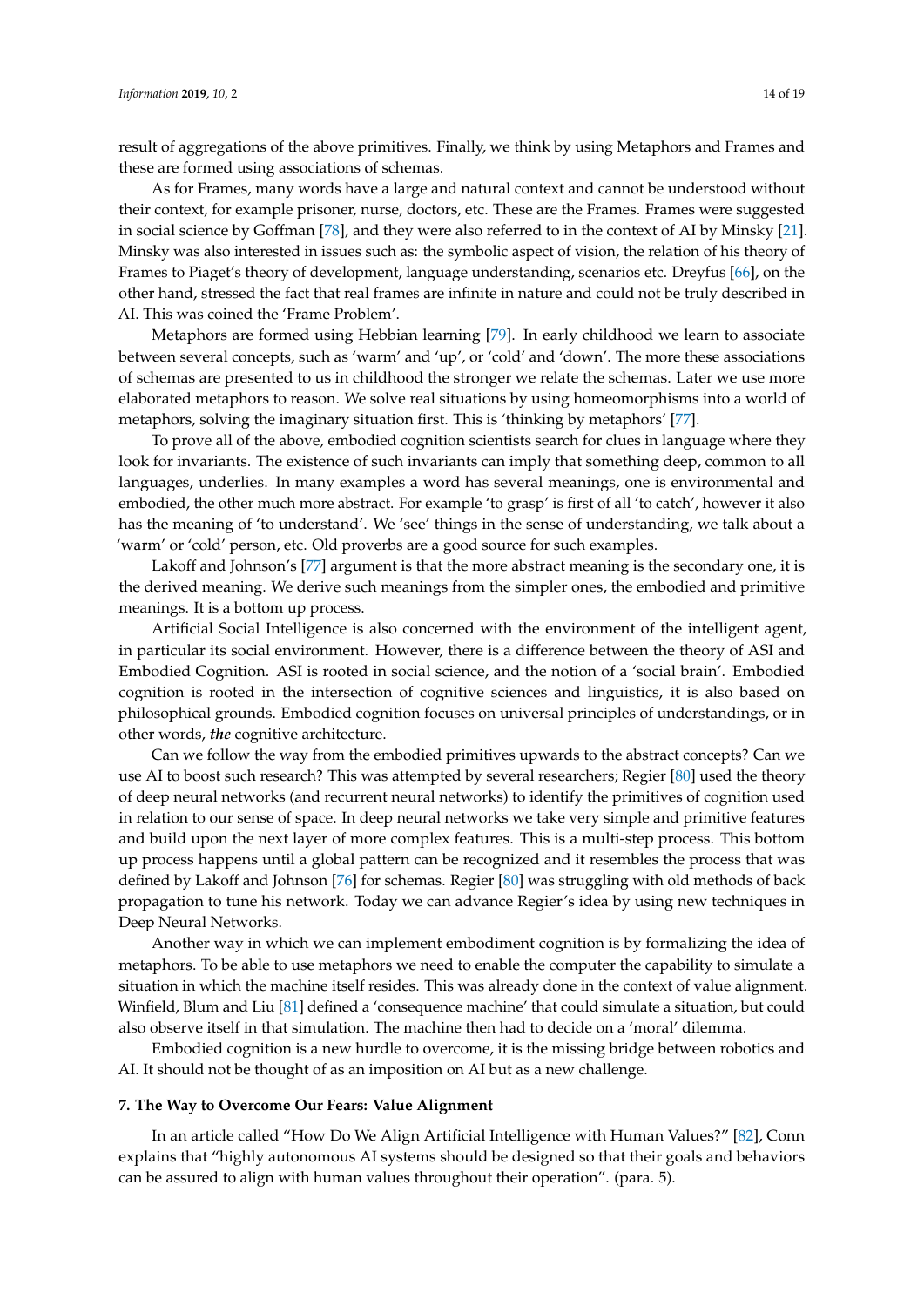result of aggregations of the above primitives. Finally, we think by using Metaphors and Frames and these are formed using associations of schemas.

As for Frames, many words have a large and natural context and cannot be understood without their context, for example prisoner, nurse, doctors, etc. These are the Frames. Frames were suggested in social science by Goffman [78], and they were also referred to in the context of AI by Minsky [21]. Minsky was also interested in issues such as: the symbolic aspect of vision, the relation of his theory of Frames to Piaget's theory of development, language understanding, scenarios etc. Dreyfus [66], on the other hand, stressed the fact that real frames are infinite in nature and could not be truly described in AI. This was coined the 'Frame Problem'.

Metaphors are formed using Hebbian learning [79]. In early childhood we learn to associate between several concepts, such as 'warm' and 'up', or 'cold' and 'down'. The more these associations of schemas are presented to us in childhood the stronger we relate the schemas. Later we use more elaborated metaphors to reason. We solve real situations by using homeomorphisms into a world of metaphors, solving the imaginary situation first. This is 'thinking by metaphors' [77].

To prove all of the above, embodied cognition scientists search for clues in language where they look for invariants. The existence of such invariants can imply that something deep, common to all languages, underlies. In many examples a word has several meanings, one is environmental and embodied, the other much more abstract. For example 'to grasp' is first of all 'to catch', however it also has the meaning of 'to understand'. We 'see' things in the sense of understanding, we talk about a 'warm' or 'cold' person, etc. Old proverbs are a good source for such examples.

Lakoff and Johnson's [77] argument is that the more abstract meaning is the secondary one, it is the derived meaning. We derive such meanings from the simpler ones, the embodied and primitive meanings. It is a bottom up process.

Artificial Social Intelligence is also concerned with the environment of the intelligent agent, in particular its social environment. However, there is a difference between the theory of ASI and Embodied Cognition. ASI is rooted in social science, and the notion of a 'social brain'. Embodied cognition is rooted in the intersection of cognitive sciences and linguistics, it is also based on philosophical grounds. Embodied cognition focuses on universal principles of understandings, or in other words, ***the*** cognitive architecture.

Can we follow the way from the embodied primitives upwards to the abstract concepts? Can we use AI to boost such research? This was attempted by several researchers; Regier [80] used the theory of deep neural networks (and recurrent neural networks) to identify the primitives of cognition used in relation to our sense of space. In deep neural networks we take very simple and primitive features and build upon the next layer of more complex features. This is a multi-step process. This bottom up process happens until a global pattern can be recognized and it resembles the process that was defined by Lakoff and Johnson [76] for schemas. Regier [80] was struggling with old methods of back propagation to tune his network. Today we can advance Regier's idea by using new techniques in Deep Neural Networks.

Another way in which we can implement embodiment cognition is by formalizing the idea of metaphors. To be able to use metaphors we need to enable the computer the capability to simulate a situation in which the machine itself resides. This was already done in the context of value alignment. Winfield, Blum and Liu [81] defined a 'consequence machine' that could simulate a situation, but could also observe itself in that simulation. The machine then had to decide on a 'moral' dilemma.

Embodied cognition is a new hurdle to overcome, it is the missing bridge between robotics and AI. It should not be thought of as an imposition on AI but as a new challenge.

## 7. The Way to Overcome Our Fears: Value Alignment

In an article called "How Do We Align Artificial Intelligence with Human Values?" [82], Conn explains that "highly autonomous AI systems should be designed so that their goals and behaviors can be assured to align with human values throughout their operation". (para. 5).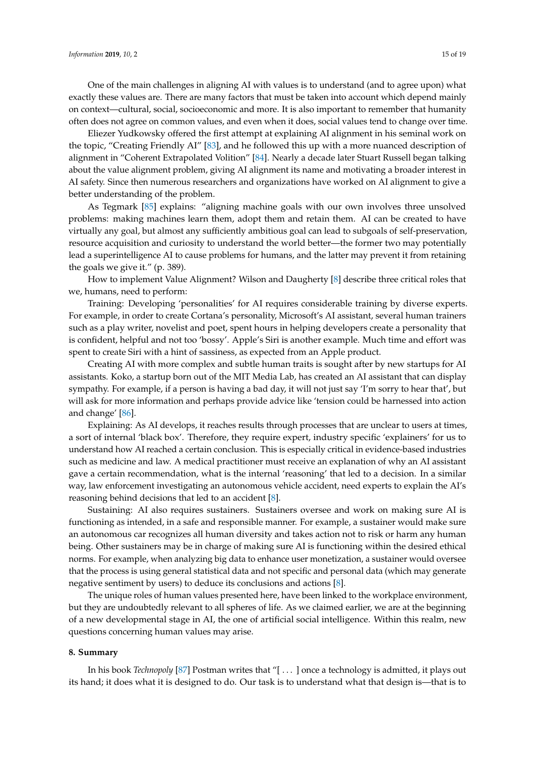One of the main challenges in aligning AI with values is to understand (and to agree upon) what exactly these values are. There are many factors that must be taken into account which depend mainly on context—cultural, social, socioeconomic and more. It is also important to remember that humanity often does not agree on common values, and even when it does, social values tend to change over time.

Eliezer Yudkowsky offered the first attempt at explaining AI alignment in his seminal work on the topic, "Creating Friendly AI" [83], and he followed this up with a more nuanced description of alignment in "Coherent Extrapolated Volition" [84]. Nearly a decade later Stuart Russell began talking about the value alignment problem, giving AI alignment its name and motivating a broader interest in AI safety. Since then numerous researchers and organizations have worked on AI alignment to give a better understanding of the problem.

As Tegmark [85] explains: "aligning machine goals with our own involves three unsolved problems: making machines learn them, adopt them and retain them. AI can be created to have virtually any goal, but almost any sufficiently ambitious goal can lead to subgoals of self-preservation, resource acquisition and curiosity to understand the world better—the former two may potentially lead a superintelligence AI to cause problems for humans, and the latter may prevent it from retaining the goals we give it." (p. 389).

How to implement Value Alignment? Wilson and Daugherty [8] describe three critical roles that we, humans, need to perform:

Training: Developing 'personalities' for AI requires considerable training by diverse experts. For example, in order to create Cortana's personality, Microsoft's AI assistant, several human trainers such as a play writer, novelist and poet, spent hours in helping developers create a personality that is confident, helpful and not too 'bossy'. Apple's Siri is another example. Much time and effort was spent to create Siri with a hint of sassiness, as expected from an Apple product.

Creating AI with more complex and subtle human traits is sought after by new startups for AI assistants. Koko, a startup born out of the MIT Media Lab, has created an AI assistant that can display sympathy. For example, if a person is having a bad day, it will not just say 'I'm sorry to hear that', but will ask for more information and perhaps provide advice like 'tension could be harnessed into action and change' [86].

Explaining: As AI develops, it reaches results through processes that are unclear to users at times, a sort of internal 'black box'. Therefore, they require expert, industry specific 'explainers' for us to understand how AI reached a certain conclusion. This is especially critical in evidence-based industries such as medicine and law. A medical practitioner must receive an explanation of why an AI assistant gave a certain recommendation, what is the internal 'reasoning' that led to a decision. In a similar way, law enforcement investigating an autonomous vehicle accident, need experts to explain the AI's reasoning behind decisions that led to an accident [8].

Sustaining: AI also requires sustainers. Sustainers oversee and work on making sure AI is functioning as intended, in a safe and responsible manner. For example, a sustainer would make sure an autonomous car recognizes all human diversity and takes action not to risk or harm any human being. Other sustainers may be in charge of making sure AI is functioning within the desired ethical norms. For example, when analyzing big data to enhance user monetization, a sustainer would oversee that the process is using general statistical data and not specific and personal data (which may generate negative sentiment by users) to deduce its conclusions and actions [8].

The unique roles of human values presented here, have been linked to the workplace environment, but they are undoubtedly relevant to all spheres of life. As we claimed earlier, we are at the beginning of a new developmental stage in AI, the one of artificial social intelligence. Within this realm, new questions concerning human values may arise.

## 8. Summary

In his book *Technopoly* [87] Postman writes that "[ . . . ] once a technology is admitted, it plays out its hand; it does what it is designed to do. Our task is to understand what that design is—that is to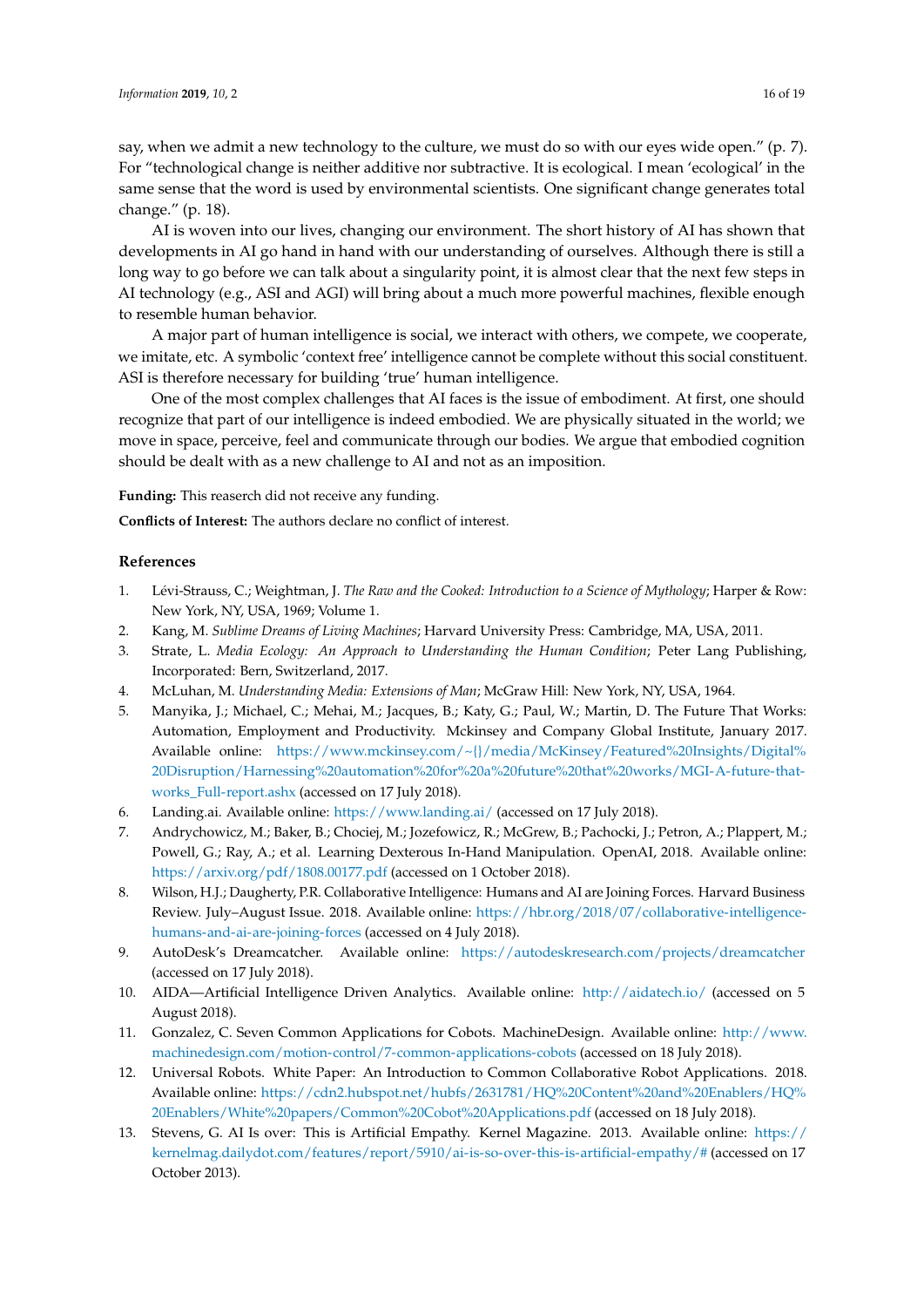say, when we admit a new technology to the culture, we must do so with our eyes wide open." (p. 7). For "technological change is neither additive nor subtractive. It is ecological. I mean 'ecological' in the same sense that the word is used by environmental scientists. One significant change generates total change." (p. 18).

AI is woven into our lives, changing our environment. The short history of AI has shown that developments in AI go hand in hand with our understanding of ourselves. Although there is still a long way to go before we can talk about a singularity point, it is almost clear that the next few steps in AI technology (e.g., ASI and AGI) will bring about a much more powerful machines, flexible enough to resemble human behavior.

A major part of human intelligence is social, we interact with others, we compete, we cooperate, we imitate, etc. A symbolic 'context free' intelligence cannot be complete without this social constituent. ASI is therefore necessary for building 'true' human intelligence.

One of the most complex challenges that AI faces is the issue of embodiment. At first, one should recognize that part of our intelligence is indeed embodied. We are physically situated in the world; we move in space, perceive, feel and communicate through our bodies. We argue that embodied cognition should be dealt with as a new challenge to AI and not as an imposition.

**Funding:** This reaserch did not receive any funding.

**Conflicts of Interest:** The authors declare no conflict of interest.

## References

1. Lévi-Strauss, C.; Weightman, J. *The Raw and the Cooked: Introduction to a Science of Mythology*; Harper & Row: New York, NY, USA, 1969; Volume 1.
2. Kang, M. *Sublime Dreams of Living Machines*; Harvard University Press: Cambridge, MA, USA, 2011.
3. Strate, L. *Media Ecology: An Approach to Understanding the Human Condition*; Peter Lang Publishing, Incorporated: Bern, Switzerland, 2017.
4. McLuhan, M. *Understanding Media: Extensions of Man*; McGraw Hill: New York, NY, USA, 1964.
5. Manyika, J.; Michael, C.; Mehai, M.; Jacques, B.; Katy, G.; Paul, W.; Martin, D. The Future That Works: Automation, Employment and Productivity. Mckinsey and Company Global Institute, January 2017. Available online: https://www.mckinsey.com/~{}/media/McKinsey/Featured%20Insights/Digital%20Disruption/Harnessing%20automation%20for%20a%20future%20that%20works/MGI-A-future-that-works_Full-report.ashx (accessed on 17 July 2018).
6. Landing.ai. Available online: https://www.landing.ai/ (accessed on 17 July 2018).
7. Andrychowicz, M.; Baker, B.; Chociej, M.; Jozefowicz, R.; McGrew, B.; Pachocki, J.; Petron, A.; Plappert, M.; Powell, G.; Ray, A.; et al. Learning Dexterous In-Hand Manipulation. OpenAI, 2018. Available online: https://arxiv.org/pdf/1808.00177.pdf (accessed on 1 October 2018).
8. Wilson, H.J.; Daugherty, P.R. Collaborative Intelligence: Humans and AI are Joining Forces. Harvard Business Review. July–August Issue. 2018. Available online: https://hbr.org/2018/07/collaborative-intelligence-humans-and-ai-are-joining-forces (accessed on 4 July 2018).
9. AutoDesk's Dreamcatcher. Available online: https://autodeskresearch.com/projects/dreamcatcher (accessed on 17 July 2018).
10. AIDA—Artificial Intelligence Driven Analytics. Available online: http://aidatech.io/ (accessed on 5 August 2018).
11. Gonzalez, C. Seven Common Applications for Cobots. MachineDesign. Available online: http://www.machinedesign.com/motion-control/7-common-applications-cobots (accessed on 18 July 2018).
12. Universal Robots. White Paper: An Introduction to Common Collaborative Robot Applications. 2018. Available online: https://cdn2.hubspot.net/hubfs/2631781/HQ%20Content%20and%20Enablers/HQ%20Enablers/White%20papers/Common%20Cobot%20Applications.pdf (accessed on 18 July 2018).
13. Stevens, G. AI Is over: This is Artificial Empathy. Kernel Magazine. 2013. Available online: https://kernelmag.dailydot.com/features/report/5910/ai-is-so-over-this-is-artificial-empathy/# (accessed on 17 October 2013).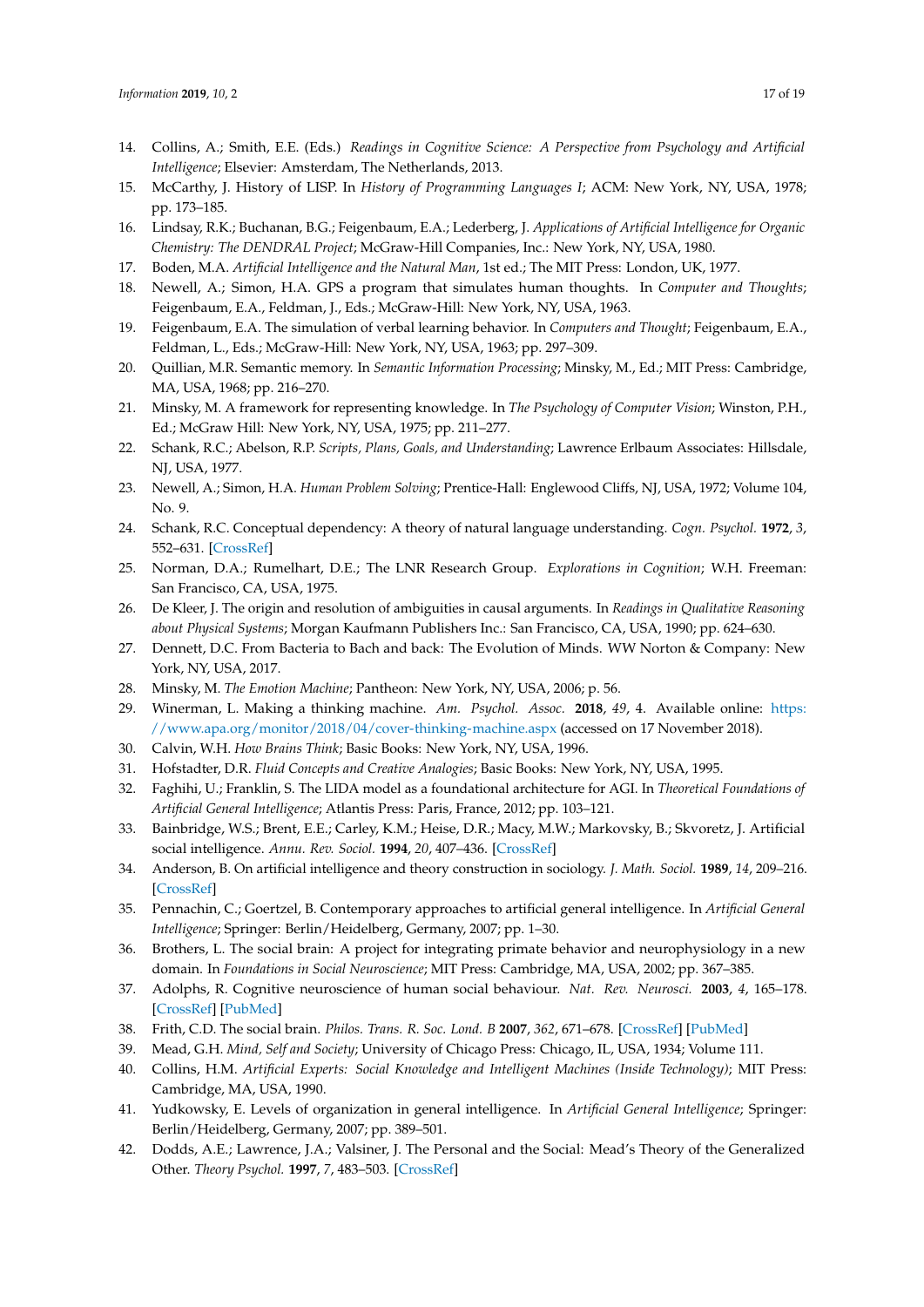14. Collins, A.; Smith, E.E. (Eds.) *Readings in Cognitive Science: A Perspective from Psychology and Artificial Intelligence*; Elsevier: Amsterdam, The Netherlands, 2013.
15. McCarthy, J. History of LISP. In *History of Programming Languages I*; ACM: New York, NY, USA, 1978; pp. 173–185.
16. Lindsay, R.K.; Buchanan, B.G.; Feigenbaum, E.A.; Lederberg, J. *Applications of Artificial Intelligence for Organic Chemistry: The DENDRAL Project*; McGraw-Hill Companies, Inc.: New York, NY, USA, 1980.
17. Boden, M.A. *Artificial Intelligence and the Natural Man*, 1st ed.; The MIT Press: London, UK, 1977.
18. Newell, A.; Simon, H.A. GPS a program that simulates human thoughts. In *Computer and Thoughts*; Feigenbaum, E.A., Feldman, J., Eds.; McGraw-Hill: New York, NY, USA, 1963.
19. Feigenbaum, E.A. The simulation of verbal learning behavior. In *Computers and Thought*; Feigenbaum, E.A., Feldman, L., Eds.; McGraw-Hill: New York, NY, USA, 1963; pp. 297–309.
20. Quillian, M.R. Semantic memory. In *Semantic Information Processing*; Minsky, M., Ed.; MIT Press: Cambridge, MA, USA, 1968; pp. 216–270.
21. Minsky, M. A framework for representing knowledge. In *The Psychology of Computer Vision*; Winston, P.H., Ed.; McGraw Hill: New York, NY, USA, 1975; pp. 211–277.
22. Schank, R.C.; Abelson, R.P. *Scripts, Plans, Goals, and Understanding*; Lawrence Erlbaum Associates: Hillsdale, NJ, USA, 1977.
23. Newell, A.; Simon, H.A. *Human Problem Solving*; Prentice-Hall: Englewood Cliffs, NJ, USA, 1972; Volume 104, No. 9.
24. Schank, R.C. Conceptual dependency: A theory of natural language understanding. *Cogn. Psychol.* **1972**, *3*, 552–631. [CrossRef]
25. Norman, D.A.; Rumelhart, D.E.; The LNR Research Group. *Explorations in Cognition*; W.H. Freeman: San Francisco, CA, USA, 1975.
26. De Kleer, J. The origin and resolution of ambiguities in causal arguments. In *Readings in Qualitative Reasoning about Physical Systems*; Morgan Kaufmann Publishers Inc.: San Francisco, CA, USA, 1990; pp. 624–630.
27. Dennett, D.C. From Bacteria to Bach and back: The Evolution of Minds. WW Norton & Company: New York, NY, USA, 2017.
28. Minsky, M. *The Emotion Machine*; Pantheon: New York, NY, USA, 2006; p. 56.
29. Winerman, L. Making a thinking machine. *Am. Psychol. Assoc.* **2018**, *49*, 4. Available online: https://www.apa.org/monitor/2018/04/cover-thinking-machine.aspx (accessed on 17 November 2018).
30. Calvin, W.H. *How Brains Think*; Basic Books: New York, NY, USA, 1996.
31. Hofstadter, D.R. *Fluid Concepts and Creative Analogies*; Basic Books: New York, NY, USA, 1995.
32. Faghihi, U.; Franklin, S. The LIDA model as a foundational architecture for AGI. In *Theoretical Foundations of Artificial General Intelligence*; Atlantis Press: Paris, France, 2012; pp. 103–121.
33. Bainbridge, W.S.; Brent, E.E.; Carley, K.M.; Heise, D.R.; Macy, M.W.; Markovsky, B.; Skvoretz, J. Artificial social intelligence. *Annu. Rev. Sociol.* **1994**, *20*, 407–436. [CrossRef]
34. Anderson, B. On artificial intelligence and theory construction in sociology. *J. Math. Sociol.* **1989**, *14*, 209–216. [CrossRef]
35. Pennachin, C.; Goertzel, B. Contemporary approaches to artificial general intelligence. In *Artificial General Intelligence*; Springer: Berlin/Heidelberg, Germany, 2007; pp. 1–30.
36. Brothers, L. The social brain: A project for integrating primate behavior and neurophysiology in a new domain. In *Foundations in Social Neuroscience*; MIT Press: Cambridge, MA, USA, 2002; pp. 367–385.
37. Adolphs, R. Cognitive neuroscience of human social behaviour. *Nat. Rev. Neurosci.* **2003**, *4*, 165–178. [CrossRef] [PubMed]
38. Frith, C.D. The social brain. *Philos. Trans. R. Soc. Lond. B* **2007**, *362*, 671–678. [CrossRef] [PubMed]
39. Mead, G.H. *Mind, Self and Society*; University of Chicago Press: Chicago, IL, USA, 1934; Volume 111.
40. Collins, H.M. *Artificial Experts: Social Knowledge and Intelligent Machines (Inside Technology)*; MIT Press: Cambridge, MA, USA, 1990.
41. Yudkowsky, E. Levels of organization in general intelligence. In *Artificial General Intelligence*; Springer: Berlin/Heidelberg, Germany, 2007; pp. 389–501.
42. Dodds, A.E.; Lawrence, J.A.; Valsiner, J. The Personal and the Social: Mead's Theory of the Generalized Other. *Theory Psychol.* **1997**, *7*, 483–503. [CrossRef]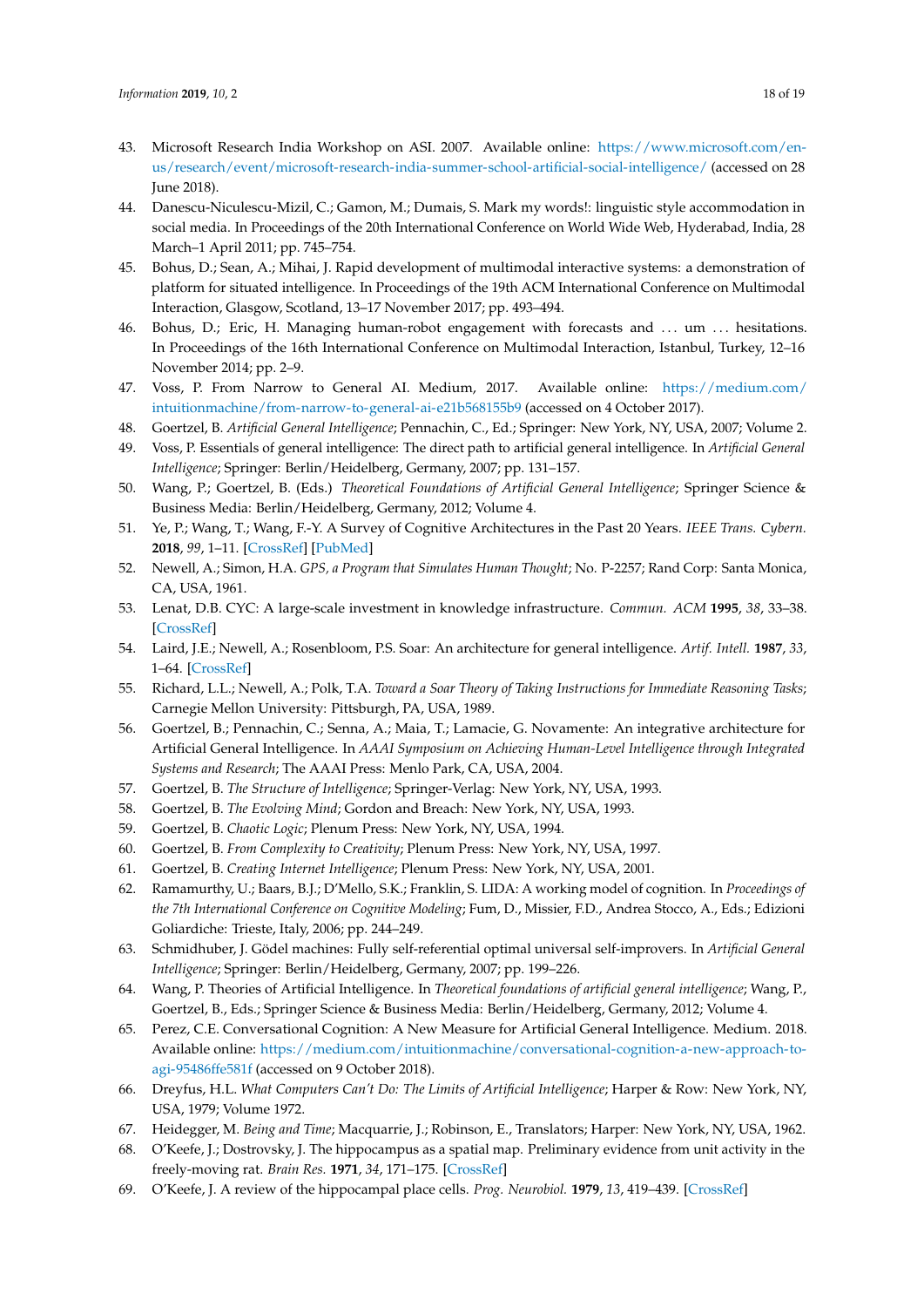43. Microsoft Research India Workshop on ASI. 2007. Available online: https://www.microsoft.com/en-us/research/event/microsoft-research-india-summer-school-artificial-social-intelligence/ (accessed on 28 June 2018).
44. Danescu-Niculescu-Mizil, C.; Gamon, M.; Dumais, S. Mark my words!: linguistic style accommodation in social media. In Proceedings of the 20th International Conference on World Wide Web, Hyderabad, India, 28 March–1 April 2011; pp. 745–754.
45. Bohus, D.; Sean, A.; Mihai, J. Rapid development of multimodal interactive systems: a demonstration of platform for situated intelligence. In Proceedings of the 19th ACM International Conference on Multimodal Interaction, Glasgow, Scotland, 13–17 November 2017; pp. 493–494.
46. Bohus, D.; Eric, H. Managing human-robot engagement with forecasts and ... um ... hesitations. In Proceedings of the 16th International Conference on Multimodal Interaction, Istanbul, Turkey, 12–16 November 2014; pp. 2–9.
47. Voss, P. From Narrow to General AI. Medium, 2017. Available online: https://medium.com/intuitionmachine/from-narrow-to-general-ai-e21b568155b9 (accessed on 4 October 2017).
48. Goertzel, B. *Artificial General Intelligence*; Pennachin, C., Ed.; Springer: New York, NY, USA, 2007; Volume 2.
49. Voss, P. Essentials of general intelligence: The direct path to artificial general intelligence. In *Artificial General Intelligence*; Springer: Berlin/Heidelberg, Germany, 2007; pp. 131–157.
50. Wang, P.; Goertzel, B. (Eds.) *Theoretical Foundations of Artificial General Intelligence*; Springer Science & Business Media: Berlin/Heidelberg, Germany, 2012; Volume 4.
51. Ye, P.; Wang, T.; Wang, F.-Y. A Survey of Cognitive Architectures in the Past 20 Years. *IEEE Trans. Cybern.* **2018**, *99*, 1–11. [CrossRef] [PubMed]
52. Newell, A.; Simon, H.A. *GPS, a Program that Simulates Human Thought*; No. P-2257; Rand Corp: Santa Monica, CA, USA, 1961.
53. Lenat, D.B. CYC: A large-scale investment in knowledge infrastructure. *Commun. ACM* **1995**, *38*, 33–38. [CrossRef]
54. Laird, J.E.; Newell, A.; Rosenbloom, P.S. Soar: An architecture for general intelligence. *Artif. Intell.* **1987**, *33*, 1–64. [CrossRef]
55. Richard, L.L.; Newell, A.; Polk, T.A. *Toward a Soar Theory of Taking Instructions for Immediate Reasoning Tasks*; Carnegie Mellon University: Pittsburgh, PA, USA, 1989.
56. Goertzel, B.; Pennachin, C.; Senna, A.; Maia, T.; Lamacie, G. Novamente: An integrative architecture for Artificial General Intelligence. In *AAAI Symposium on Achieving Human-Level Intelligence through Integrated Systems and Research*; The AAAI Press: Menlo Park, CA, USA, 2004.
57. Goertzel, B. *The Structure of Intelligence*; Springer-Verlag: New York, NY, USA, 1993.
58. Goertzel, B. *The Evolving Mind*; Gordon and Breach: New York, NY, USA, 1993.
59. Goertzel, B. *Chaotic Logic*; Plenum Press: New York, NY, USA, 1994.
60. Goertzel, B. *From Complexity to Creativity*; Plenum Press: New York, NY, USA, 1997.
61. Goertzel, B. *Creating Internet Intelligence*; Plenum Press: New York, NY, USA, 2001.
62. Ramamurthy, U.; Baars, B.J.; D'Mello, S.K.; Franklin, S. LIDA: A working model of cognition. In *Proceedings of the 7th International Conference on Cognitive Modeling*; Fum, D., Missier, F.D., Andrea Stocco, A., Eds.; Edizioni Goliardiche: Trieste, Italy, 2006; pp. 244–249.
63. Schmidhuber, J. Gödel machines: Fully self-referential optimal universal self-improvers. In *Artificial General Intelligence*; Springer: Berlin/Heidelberg, Germany, 2007; pp. 199–226.
64. Wang, P. Theories of Artificial Intelligence. In *Theoretical foundations of artificial general intelligence*; Wang, P., Goertzel, B., Eds.; Springer Science & Business Media: Berlin/Heidelberg, Germany, 2012; Volume 4.
65. Perez, C.E. Conversational Cognition: A New Measure for Artificial General Intelligence. Medium. 2018. Available online: https://medium.com/intuitionmachine/conversational-cognition-a-new-approach-to-agi-95486ffe581f (accessed on 9 October 2018).
66. Dreyfus, H.L. *What Computers Can't Do: The Limits of Artificial Intelligence*; Harper & Row: New York, NY, USA, 1979; Volume 1972.
67. Heidegger, M. *Being and Time*; Macquarrie, J.; Robinson, E., Translators; Harper: New York, NY, USA, 1962.
68. O'Keefe, J.; Dostrovsky, J. The hippocampus as a spatial map. Preliminary evidence from unit activity in the freely-moving rat. *Brain Res.* **1971**, *34*, 171–175. [CrossRef]
69. O'Keefe, J. A review of the hippocampal place cells. *Prog. Neurobiol.* **1979**, *13*, 419–439. [CrossRef]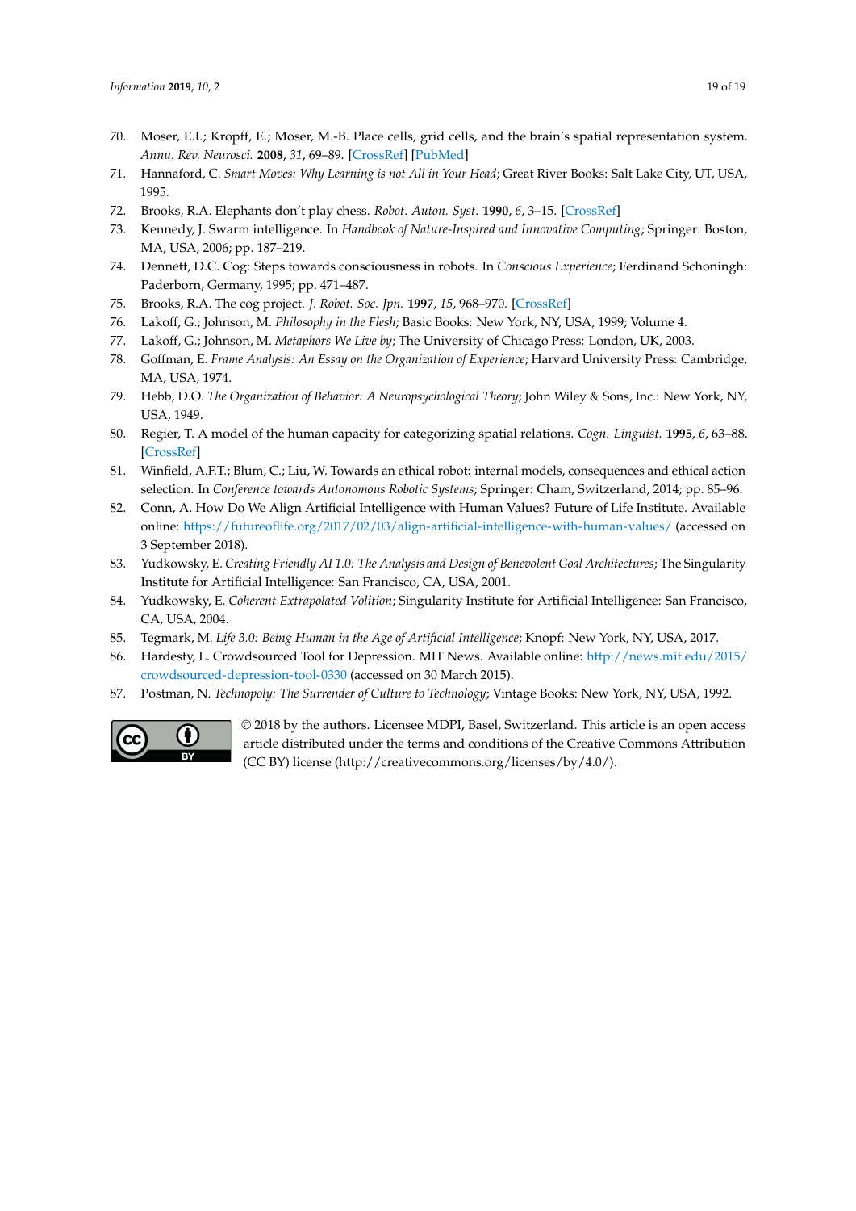70. Moser, E.I.; Kropff, E.; Moser, M.-B. Place cells, grid cells, and the brain's spatial representation system. *Annu. Rev. Neurosci.* **2008**, *31*, 69–89. [CrossRef] [PubMed]
71. Hannaford, C. *Smart Moves: Why Learning is not All in Your Head*; Great River Books: Salt Lake City, UT, USA, 1995.
72. Brooks, R.A. Elephants don't play chess. *Robot. Auton. Syst.* **1990**, *6*, 3–15. [CrossRef]
73. Kennedy, J. Swarm intelligence. In *Handbook of Nature-Inspired and Innovative Computing*; Springer: Boston, MA, USA, 2006; pp. 187–219.
74. Dennett, D.C. Cog: Steps towards consciousness in robots. In *Conscious Experience*; Ferdinand Schoningh: Paderborn, Germany, 1995; pp. 471–487.
75. Brooks, R.A. The cog project. *J. Robot. Soc. Jpn.* **1997**, *15*, 968–970. [CrossRef]
76. Lakoff, G.; Johnson, M. *Philosophy in the Flesh*; Basic Books: New York, NY, USA, 1999; Volume 4.
77. Lakoff, G.; Johnson, M. *Metaphors We Live by*; The University of Chicago Press: London, UK, 2003.
78. Goffman, E. *Frame Analysis: An Essay on the Organization of Experience*; Harvard University Press: Cambridge, MA, USA, 1974.
79. Hebb, D.O. *The Organization of Behavior: A Neuropsychological Theory*; John Wiley & Sons, Inc.: New York, NY, USA, 1949.
80. Regier, T. A model of the human capacity for categorizing spatial relations. *Cogn. Linguist.* **1995**, *6*, 63–88. [CrossRef]
81. Winfield, A.F.T.; Blum, C.; Liu, W. Towards an ethical robot: internal models, consequences and ethical action selection. In *Conference towards Autonomous Robotic Systems*; Springer: Cham, Switzerland, 2014; pp. 85–96.
82. Conn, A. How Do We Align Artificial Intelligence with Human Values? Future of Life Institute. Available online: https://futureoflife.org/2017/02/03/align-artificial-intelligence-with-human-values/ (accessed on 3 September 2018).
83. Yudkowsky, E. *Creating Friendly AI 1.0: The Analysis and Design of Benevolent Goal Architectures*; The Singularity Institute for Artificial Intelligence: San Francisco, CA, USA, 2001.
84. Yudkowsky, E. *Coherent Extrapolated Volition*; Singularity Institute for Artificial Intelligence: San Francisco, CA, USA, 2004.
85. Tegmark, M. *Life 3.0: Being Human in the Age of Artificial Intelligence*; Knopf: New York, NY, USA, 2017.
86. Hardesty, L. Crowdsourced Tool for Depression. MIT News. Available online: http://news.mit.edu/2015/crowdsourced-depression-tool-0330 (accessed on 30 March 2015).
87. Postman, N. *Technopoly: The Surrender of Culture to Technology*; Vintage Books: New York, NY, USA, 1992.

© 2018 by the authors. Licensee MDPI, Basel, Switzerland. This article is an open access article distributed under the terms and conditions of the Creative Commons Attribution (CC BY) license (http://creativecommons.org/licenses/by/4.0/).